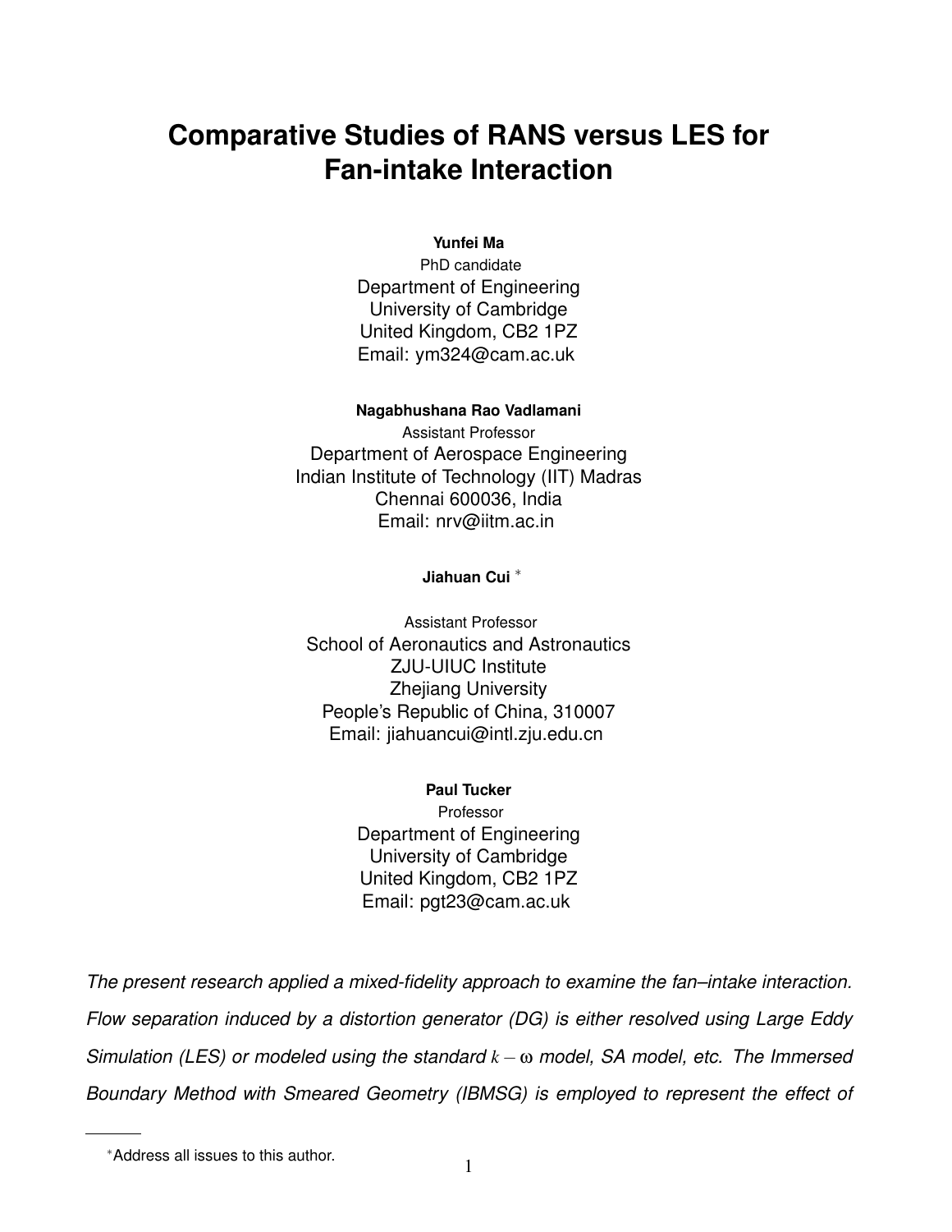# Comparative Studies of RANS versus LES for Fan-intake Interaction

**Yunfei Ma**
PhD candidate
Department of Engineering
University of Cambridge
United Kingdom, CB2 1PZ
Email: ym324@cam.ac.uk

**Nagabhushana Rao Vadlamani**
Assistant Professor
Department of Aerospace Engineering
Indian Institute of Technology (IIT) Madras
Chennai 600036, India
Email: nrv@iitm.ac.in

**Jiahuan Cui** *

Assistant Professor
School of Aeronautics and Astronautics
ZJU-UIUC Institute
Zhejiang University
People's Republic of China, 310007
Email: jiahuancui@intl.zju.edu.cn

**Paul Tucker**
Professor
Department of Engineering
University of Cambridge
United Kingdom, CB2 1PZ
Email: pgt23@cam.ac.uk

*The present research applied a mixed-fidelity approach to examine the fan–intake interaction. Flow separation induced by a distortion generator (DG) is either resolved using Large Eddy Simulation (LES) or modeled using the standard $k-\omega$ model, SA model, etc. The Immersed Boundary Method with Smeared Geometry (IBMSG) is employed to represent the effect of*

*Address all issues to this author.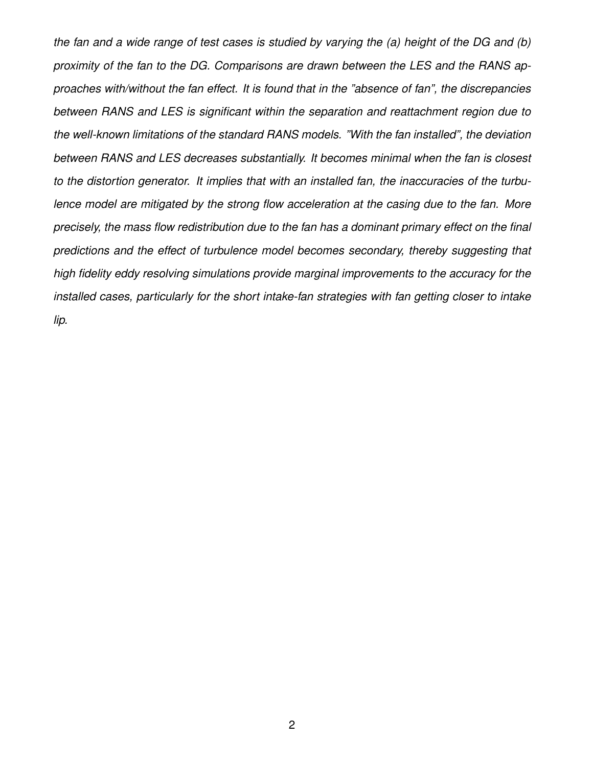*the fan and a wide range of test cases is studied by varying the (a) height of the DG and (b) proximity of the fan to the DG. Comparisons are drawn between the LES and the RANS approaches with/without the fan effect. It is found that in the "absence of fan", the discrepancies between RANS and LES is significant within the separation and reattachment region due to the well-known limitations of the standard RANS models. "With the fan installed", the deviation between RANS and LES decreases substantially. It becomes minimal when the fan is closest to the distortion generator. It implies that with an installed fan, the inaccuracies of the turbulence model are mitigated by the strong flow acceleration at the casing due to the fan. More precisely, the mass flow redistribution due to the fan has a dominant primary effect on the final predictions and the effect of turbulence model becomes secondary, thereby suggesting that high fidelity eddy resolving simulations provide marginal improvements to the accuracy for the installed cases, particularly for the short intake-fan strategies with fan getting closer to intake lip.*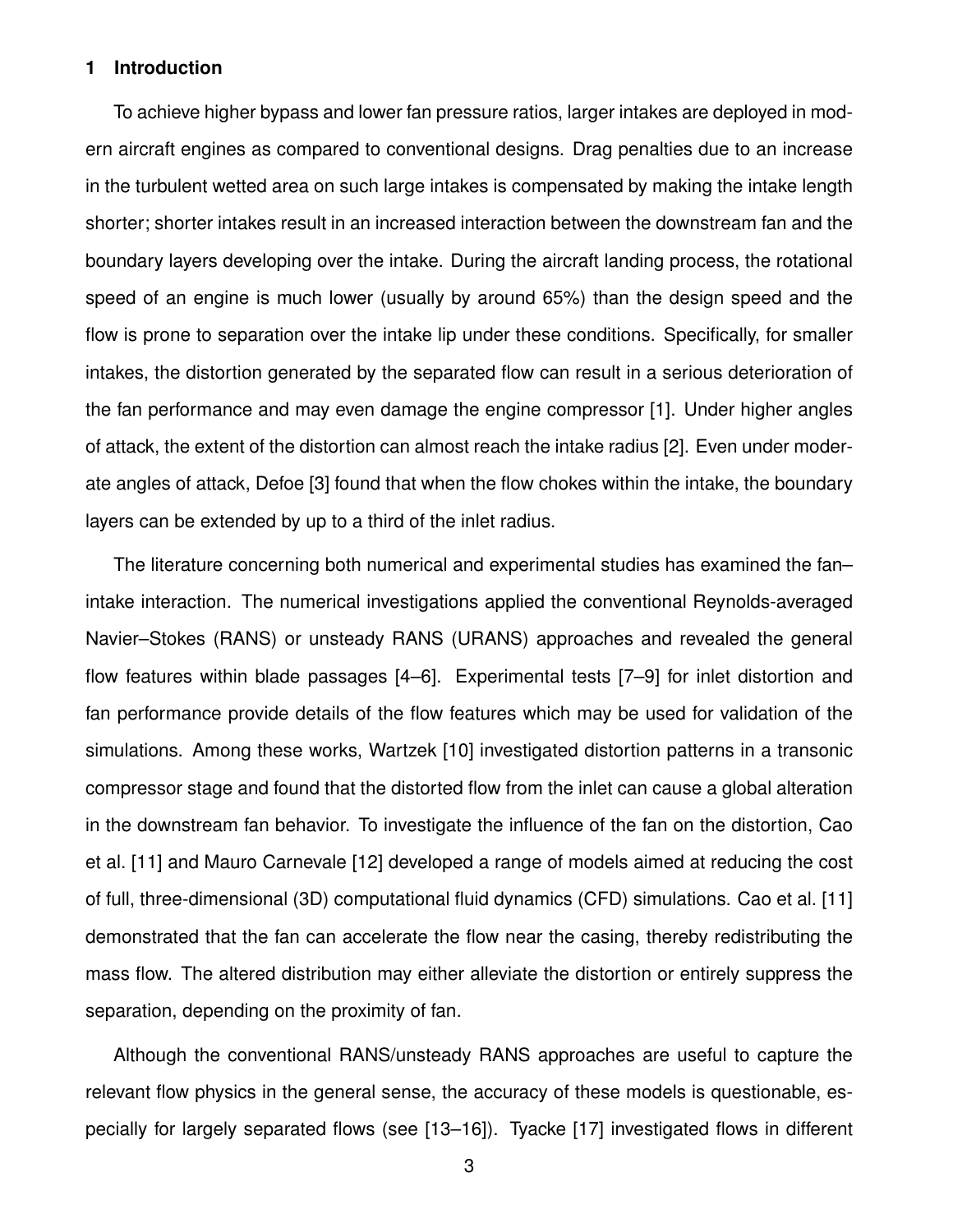## 1 Introduction

To achieve higher bypass and lower fan pressure ratios, larger intakes are deployed in modern aircraft engines as compared to conventional designs. Drag penalties due to an increase in the turbulent wetted area on such large intakes is compensated by making the intake length shorter; shorter intakes result in an increased interaction between the downstream fan and the boundary layers developing over the intake. During the aircraft landing process, the rotational speed of an engine is much lower (usually by around 65%) than the design speed and the flow is prone to separation over the intake lip under these conditions. Specifically, for smaller intakes, the distortion generated by the separated flow can result in a serious deterioration of the fan performance and may even damage the engine compressor [1]. Under higher angles of attack, the extent of the distortion can almost reach the intake radius [2]. Even under moderate angles of attack, Defoe [3] found that when the flow chokes within the intake, the boundary layers can be extended by up to a third of the inlet radius.

The literature concerning both numerical and experimental studies has examined the fan–intake interaction. The numerical investigations applied the conventional Reynolds-averaged Navier–Stokes (RANS) or unsteady RANS (URANS) approaches and revealed the general flow features within blade passages [4–6]. Experimental tests [7–9] for inlet distortion and fan performance provide details of the flow features which may be used for validation of the simulations. Among these works, Wartzek [10] investigated distortion patterns in a transonic compressor stage and found that the distorted flow from the inlet can cause a global alteration in the downstream fan behavior. To investigate the influence of the fan on the distortion, Cao et al. [11] and Mauro Carnevale [12] developed a range of models aimed at reducing the cost of full, three-dimensional (3D) computational fluid dynamics (CFD) simulations. Cao et al. [11] demonstrated that the fan can accelerate the flow near the casing, thereby redistributing the mass flow. The altered distribution may either alleviate the distortion or entirely suppress the separation, depending on the proximity of fan.

Although the conventional RANS/unsteady RANS approaches are useful to capture the relevant flow physics in the general sense, the accuracy of these models is questionable, especially for largely separated flows (see [13–16]). Tyacke [17] investigated flows in different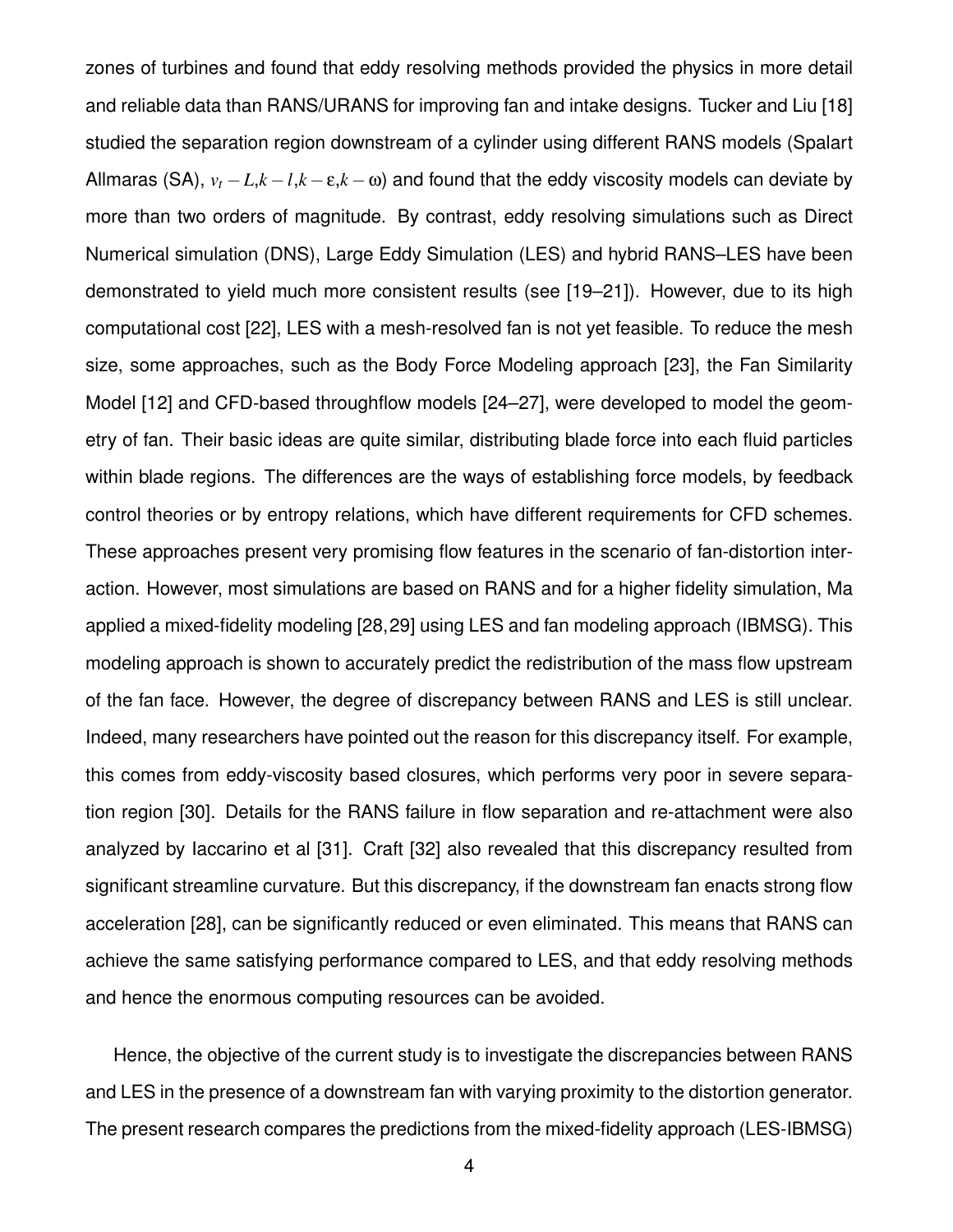zones of turbines and found that eddy resolving methods provided the physics in more detail and reliable data than RANS/URANS for improving fan and intake designs. Tucker and Liu [18] studied the separation region downstream of a cylinder using different RANS models (Spalart Allmaras (SA), $v_t - L, k - l, k - \varepsilon, k - \omega$) and found that the eddy viscosity models can deviate by more than two orders of magnitude. By contrast, eddy resolving simulations such as Direct Numerical simulation (DNS), Large Eddy Simulation (LES) and hybrid RANS–LES have been demonstrated to yield much more consistent results (see [19–21]). However, due to its high computational cost [22], LES with a mesh-resolved fan is not yet feasible. To reduce the mesh size, some approaches, such as the Body Force Modeling approach [23], the Fan Similarity Model [12] and CFD-based throughflow models [24–27], were developed to model the geometry of fan. Their basic ideas are quite similar, distributing blade force into each fluid particles within blade regions. The differences are the ways of establishing force models, by feedback control theories or by entropy relations, which have different requirements for CFD schemes. These approaches present very promising flow features in the scenario of fan-distortion interaction. However, most simulations are based on RANS and for a higher fidelity simulation, Ma applied a mixed-fidelity modeling [28,29] using LES and fan modeling approach (IBMSG). This modeling approach is shown to accurately predict the redistribution of the mass flow upstream of the fan face. However, the degree of discrepancy between RANS and LES is still unclear. Indeed, many researchers have pointed out the reason for this discrepancy itself. For example, this comes from eddy-viscosity based closures, which performs very poor in severe separation region [30]. Details for the RANS failure in flow separation and re-attachment were also analyzed by Iaccarino et al [31]. Craft [32] also revealed that this discrepancy resulted from significant streamline curvature. But this discrepancy, if the downstream fan enacts strong flow acceleration [28], can be significantly reduced or even eliminated. This means that RANS can achieve the same satisfying performance compared to LES, and that eddy resolving methods and hence the enormous computing resources can be avoided.

Hence, the objective of the current study is to investigate the discrepancies between RANS and LES in the presence of a downstream fan with varying proximity to the distortion generator. The present research compares the predictions from the mixed-fidelity approach (LES-IBMSG)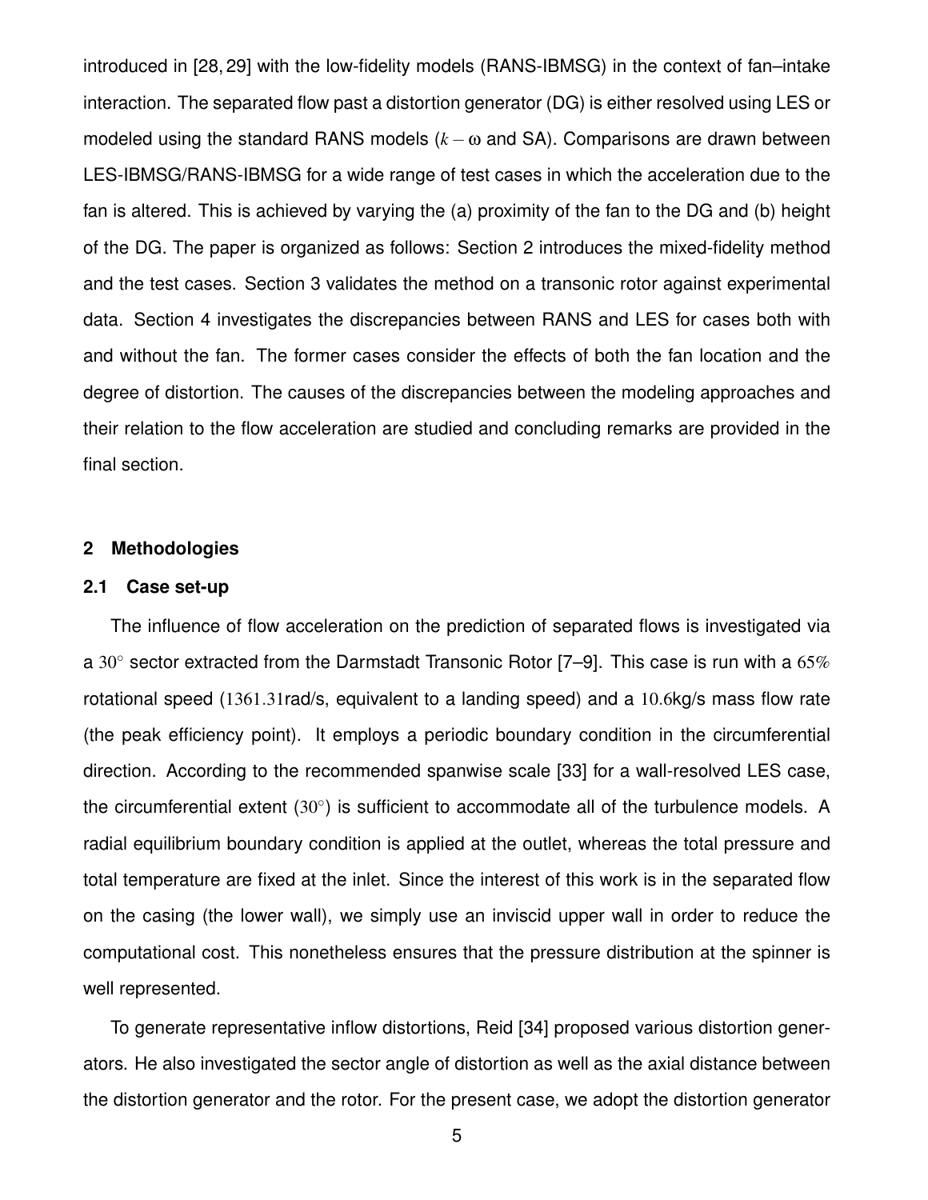introduced in [28, 29] with the low-fidelity models (RANS-IBMSG) in the context of fan–intake interaction. The separated flow past a distortion generator (DG) is either resolved using LES or modeled using the standard RANS models ($k-\omega$ and SA). Comparisons are drawn between LES-IBMSG/RANS-IBMSG for a wide range of test cases in which the acceleration due to the fan is altered. This is achieved by varying the (a) proximity of the fan to the DG and (b) height of the DG. The paper is organized as follows: Section 2 introduces the mixed-fidelity method and the test cases. Section 3 validates the method on a transonic rotor against experimental data. Section 4 investigates the discrepancies between RANS and LES for cases both with and without the fan. The former cases consider the effects of both the fan location and the degree of distortion. The causes of the discrepancies between the modeling approaches and their relation to the flow acceleration are studied and concluding remarks are provided in the final section.

## 2 Methodologies

### 2.1 Case set-up

The influence of flow acceleration on the prediction of separated flows is investigated via a $30^{\circ}$ sector extracted from the Darmstadt Transonic Rotor [7–9]. This case is run with a $65\%$ rotational speed ($1361.31$rad/s, equivalent to a landing speed) and a $10.6$kg/s mass flow rate (the peak efficiency point). It employs a periodic boundary condition in the circumferential direction. According to the recommended spanwise scale [33] for a wall-resolved LES case, the circumferential extent ($30^{\circ}$) is sufficient to accommodate all of the turbulence models. A radial equilibrium boundary condition is applied at the outlet, whereas the total pressure and total temperature are fixed at the inlet. Since the interest of this work is in the separated flow on the casing (the lower wall), we simply use an inviscid upper wall in order to reduce the computational cost. This nonetheless ensures that the pressure distribution at the spinner is well represented.

To generate representative inflow distortions, Reid [34] proposed various distortion generators. He also investigated the sector angle of distortion as well as the axial distance between the distortion generator and the rotor. For the present case, we adopt the distortion generator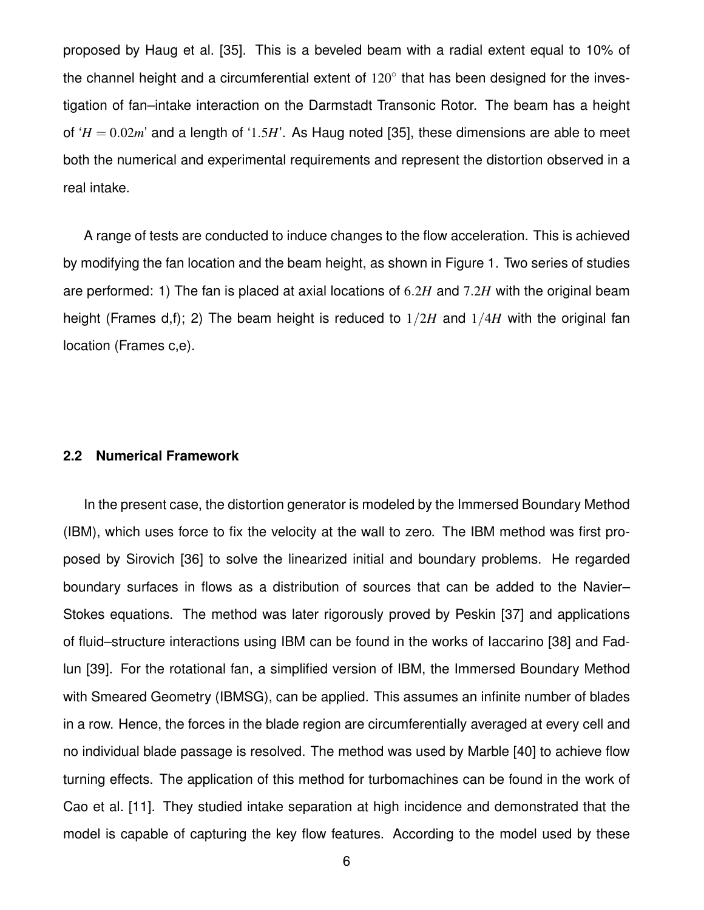proposed by Haug et al. [35]. This is a beveled beam with a radial extent equal to 10% of the channel height and a circumferential extent of $120^\circ$ that has been designed for the investigation of fan–intake interaction on the Darmstadt Transonic Rotor. The beam has a height of '$H = 0.02m$' and a length of '$1.5H$'. As Haug noted [35], these dimensions are able to meet both the numerical and experimental requirements and represent the distortion observed in a real intake.

A range of tests are conducted to induce changes to the flow acceleration. This is achieved by modifying the fan location and the beam height, as shown in Figure 1. Two series of studies are performed: 1) The fan is placed at axial locations of $6.2H$ and $7.2H$ with the original beam height (Frames d,f); 2) The beam height is reduced to $1/2H$ and $1/4H$ with the original fan location (Frames c,e).

### 2.2 Numerical Framework

In the present case, the distortion generator is modeled by the Immersed Boundary Method (IBM), which uses force to fix the velocity at the wall to zero. The IBM method was first proposed by Sirovich [36] to solve the linearized initial and boundary problems. He regarded boundary surfaces in flows as a distribution of sources that can be added to the Navier–Stokes equations. The method was later rigorously proved by Peskin [37] and applications of fluid–structure interactions using IBM can be found in the works of Iaccarino [38] and Fadlun [39]. For the rotational fan, a simplified version of IBM, the Immersed Boundary Method with Smeared Geometry (IBMSG), can be applied. This assumes an infinite number of blades in a row. Hence, the forces in the blade region are circumferentially averaged at every cell and no individual blade passage is resolved. The method was used by Marble [40] to achieve flow turning effects. The application of this method for turbomachines can be found in the work of Cao et al. [11]. They studied intake separation at high incidence and demonstrated that the model is capable of capturing the key flow features. According to the model used by these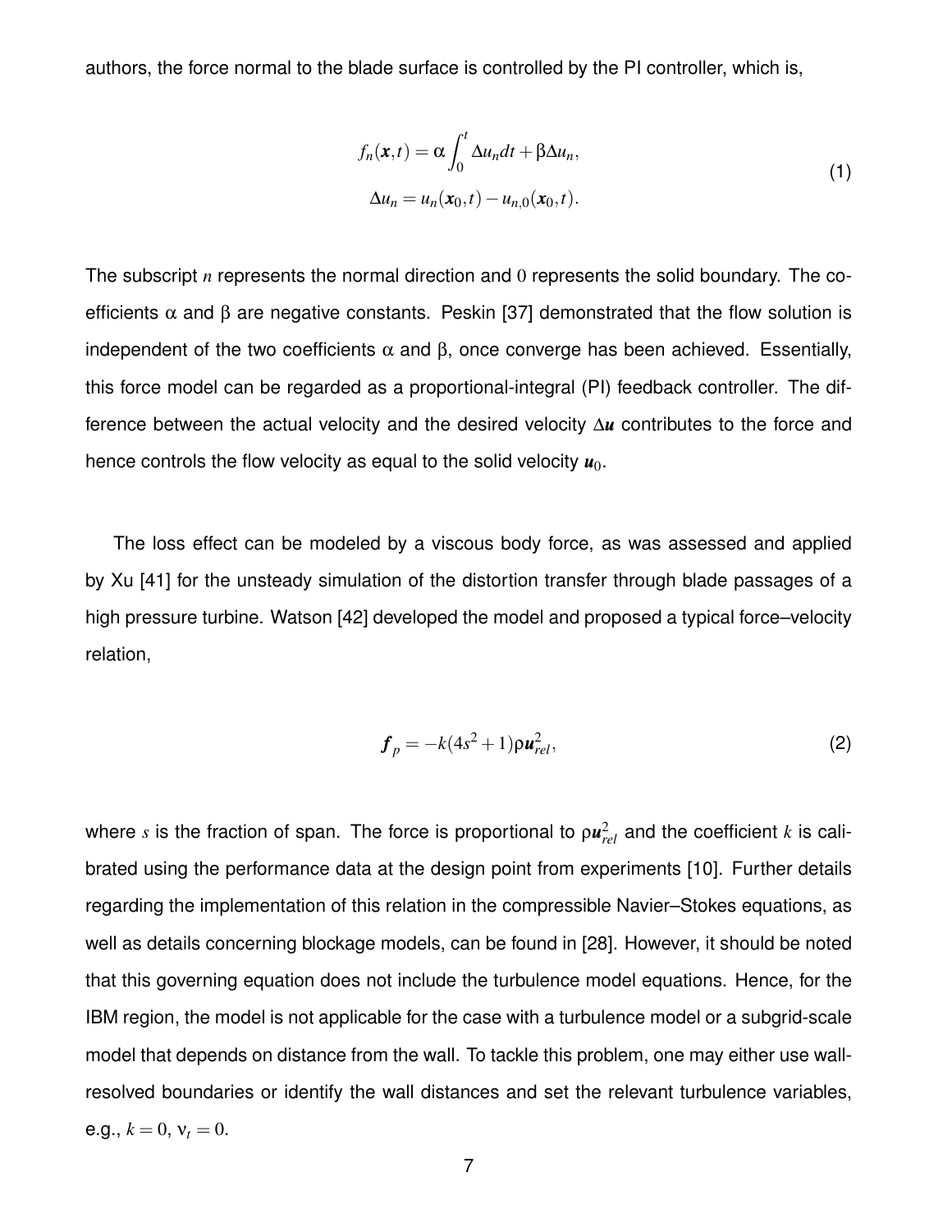authors, the force normal to the blade surface is controlled by the PI controller, which is,

$$
\begin{aligned}
f_n(\boldsymbol{x},t) &= \alpha \int_0^t \Delta u_n dt + \beta \Delta u_n, \\
\Delta u_n &= u_n(\boldsymbol{x}_0,t) - u_{n,0}(\boldsymbol{x}_0,t).
\end{aligned}
\tag{1}
$$

The subscript $n$ represents the normal direction and $0$ represents the solid boundary. The coefficients $\alpha$ and $\beta$ are negative constants. Peskin [37] demonstrated that the flow solution is independent of the two coefficients $\alpha$ and $\beta$, once converge has been achieved. Essentially, this force model can be regarded as a proportional-integral (PI) feedback controller. The difference between the actual velocity and the desired velocity $\Delta \boldsymbol{u}$ contributes to the force and hence controls the flow velocity as equal to the solid velocity $\boldsymbol{u}_0$.

The loss effect can be modeled by a viscous body force, as was assessed and applied by Xu [41] for the unsteady simulation of the distortion transfer through blade passages of a high pressure turbine. Watson [42] developed the model and proposed a typical force–velocity relation,

$$
\boldsymbol{f}_p = -k(4s^2+1)\rho \boldsymbol{u}_{rel}^2,
\tag{2}
$$

where $s$ is the fraction of span. The force is proportional to $\rho \boldsymbol{u}_{rel}^2$ and the coefficient $k$ is calibrated using the performance data at the design point from experiments [10]. Further details regarding the implementation of this relation in the compressible Navier–Stokes equations, as well as details concerning blockage models, can be found in [28]. However, it should be noted that this governing equation does not include the turbulence model equations. Hence, for the IBM region, the model is not applicable for the case with a turbulence model or a subgrid-scale model that depends on distance from the wall. To tackle this problem, one may either use wall-resolved boundaries or identify the wall distances and set the relevant turbulence variables, e.g., $k = 0$, $\nu_t = 0$.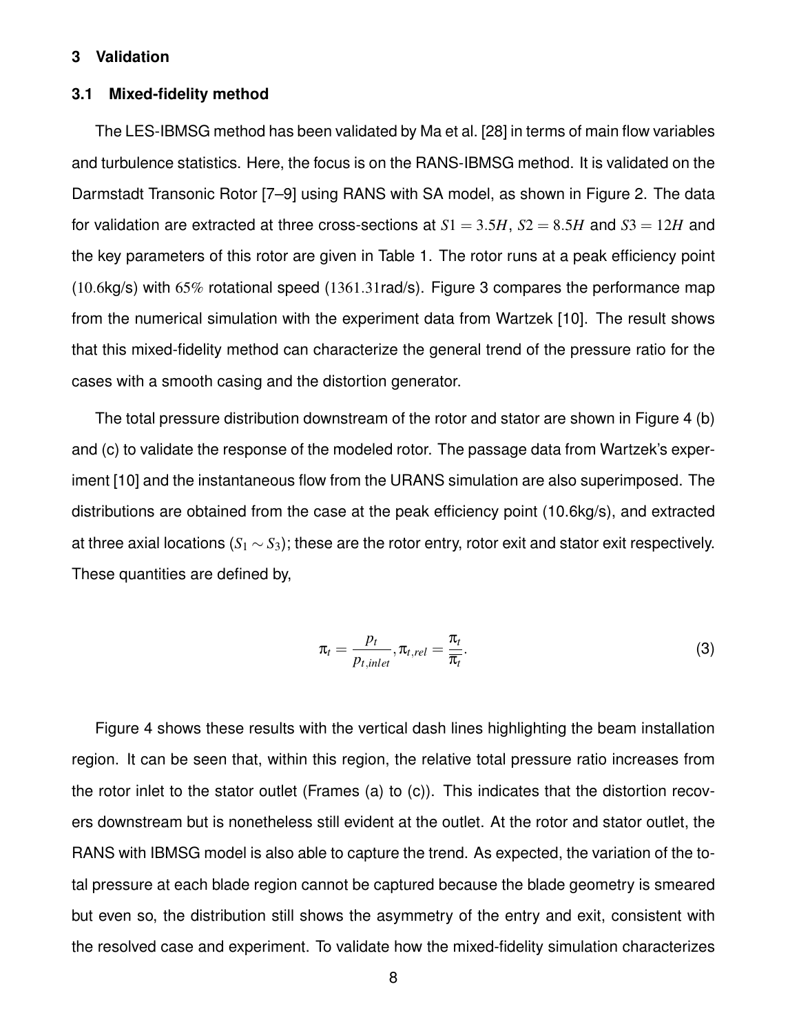## 3 Validation

### 3.1 Mixed-fidelity method

The LES-IBMSG method has been validated by Ma et al. [28] in terms of main flow variables and turbulence statistics. Here, the focus is on the RANS-IBMSG method. It is validated on the Darmstadt Transonic Rotor [7–9] using RANS with SA model, as shown in Figure 2. The data for validation are extracted at three cross-sections at $S1 = 3.5H$, $S2 = 8.5H$ and $S3 = 12H$ and the key parameters of this rotor are given in Table 1. The rotor runs at a peak efficiency point ($10.6$kg/s) with $65\%$ rotational speed ($1361.31$rad/s). Figure 3 compares the performance map from the numerical simulation with the experiment data from Wartzek [10]. The result shows that this mixed-fidelity method can characterize the general trend of the pressure ratio for the cases with a smooth casing and the distortion generator.

The total pressure distribution downstream of the rotor and stator are shown in Figure 4 (b) and (c) to validate the response of the modeled rotor. The passage data from Wartzek's experiment [10] and the instantaneous flow from the URANS simulation are also superimposed. The distributions are obtained from the case at the peak efficiency point (10.6kg/s), and extracted at three axial locations ($S_1 \sim S_3$); these are the rotor entry, rotor exit and stator exit respectively. These quantities are defined by,

$$\pi_t = \frac{p_t}{p_{t,inlet}}, \pi_{t,rel} = \frac{\pi_t}{\overline{\pi_t}}. \tag{3}$$

Figure 4 shows these results with the vertical dash lines highlighting the beam installation region. It can be seen that, within this region, the relative total pressure ratio increases from the rotor inlet to the stator outlet (Frames (a) to (c)). This indicates that the distortion recovers downstream but is nonetheless still evident at the outlet. At the rotor and stator outlet, the RANS with IBMSG model is also able to capture the trend. As expected, the variation of the total pressure at each blade region cannot be captured because the blade geometry is smeared but even so, the distribution still shows the asymmetry of the entry and exit, consistent with the resolved case and experiment. To validate how the mixed-fidelity simulation characterizes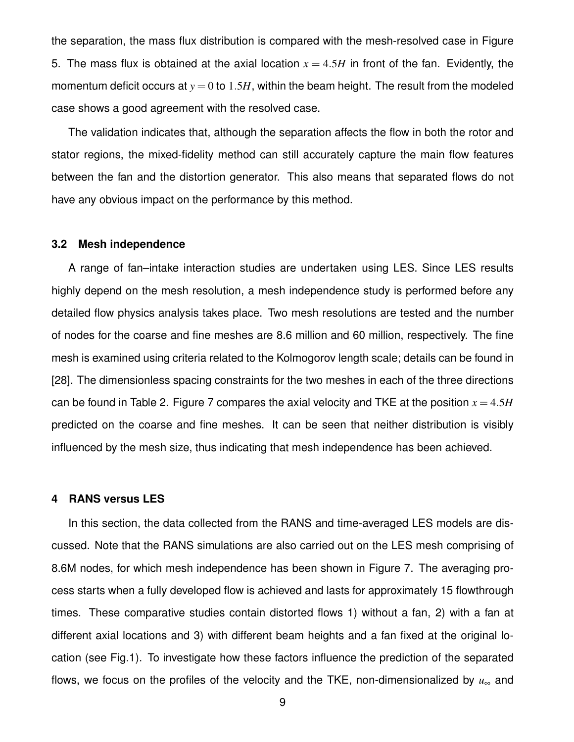the separation, the mass flux distribution is compared with the mesh-resolved case in Figure 5. The mass flux is obtained at the axial location $x = 4.5H$ in front of the fan. Evidently, the momentum deficit occurs at $y = 0$ to $1.5H$, within the beam height. The result from the modeled case shows a good agreement with the resolved case.

The validation indicates that, although the separation affects the flow in both the rotor and stator regions, the mixed-fidelity method can still accurately capture the main flow features between the fan and the distortion generator. This also means that separated flows do not have any obvious impact on the performance by this method.

### 3.2 Mesh independence

A range of fan–intake interaction studies are undertaken using LES. Since LES results highly depend on the mesh resolution, a mesh independence study is performed before any detailed flow physics analysis takes place. Two mesh resolutions are tested and the number of nodes for the coarse and fine meshes are 8.6 million and 60 million, respectively. The fine mesh is examined using criteria related to the Kolmogorov length scale; details can be found in [28]. The dimensionless spacing constraints for the two meshes in each of the three directions can be found in Table 2. Figure 7 compares the axial velocity and TKE at the position $x = 4.5H$ predicted on the coarse and fine meshes. It can be seen that neither distribution is visibly influenced by the mesh size, thus indicating that mesh independence has been achieved.

## 4 RANS versus LES

In this section, the data collected from the RANS and time-averaged LES models are discussed. Note that the RANS simulations are also carried out on the LES mesh comprising of 8.6M nodes, for which mesh independence has been shown in Figure 7. The averaging process starts when a fully developed flow is achieved and lasts for approximately 15 flowthrough times. These comparative studies contain distorted flows 1) without a fan, 2) with a fan at different axial locations and 3) with different beam heights and a fan fixed at the original location (see Fig.1). To investigate how these factors influence the prediction of the separated flows, we focus on the profiles of the velocity and the TKE, non-dimensionalized by $u_\infty$ and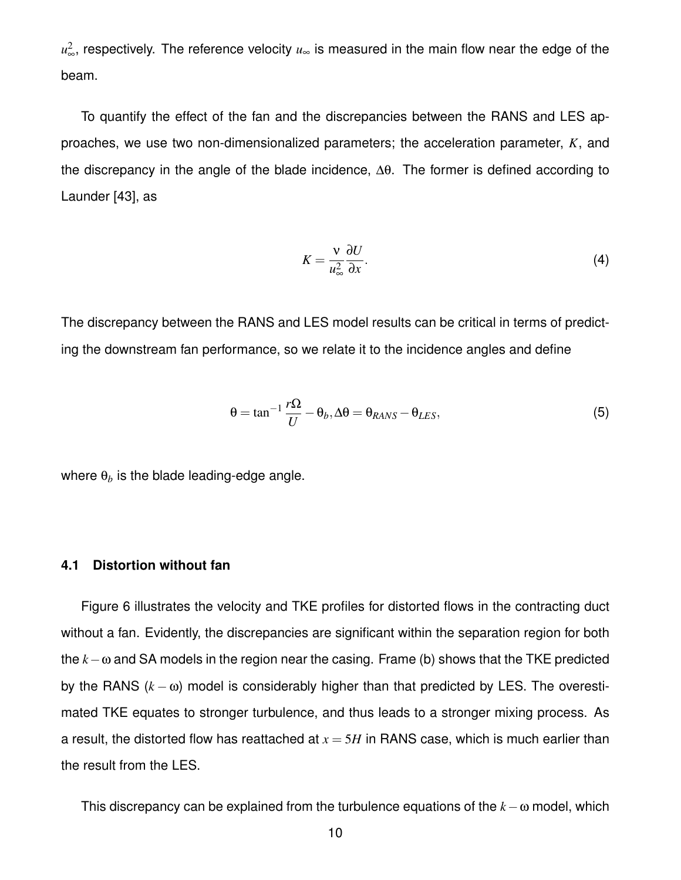$u_\infty^2$, respectively. The reference velocity $u_\infty$ is measured in the main flow near the edge of the beam.

To quantify the effect of the fan and the discrepancies between the RANS and LES approaches, we use two non-dimensionalized parameters; the acceleration parameter, $K$, and the discrepancy in the angle of the blade incidence, $\Delta\theta$. The former is defined according to Launder [43], as

$$K = \frac{\nu}{u_\infty^2}\frac{\partial U}{\partial x}. \tag{4}$$

The discrepancy between the RANS and LES model results can be critical in terms of predicting the downstream fan performance, so we relate it to the incidence angles and define

$$\theta = \tan^{-1}\frac{r\Omega}{U} - \theta_b, \Delta\theta = \theta_{RANS} - \theta_{LES}, \tag{5}$$

where $\theta_b$ is the blade leading-edge angle.

### 4.1 Distortion without fan

Figure 6 illustrates the velocity and TKE profiles for distorted flows in the contracting duct without a fan. Evidently, the discrepancies are significant within the separation region for both the $k-\omega$ and SA models in the region near the casing. Frame (b) shows that the TKE predicted by the RANS ($k-\omega$) model is considerably higher than that predicted by LES. The overestimated TKE equates to stronger turbulence, and thus leads to a stronger mixing process. As a result, the distorted flow has reattached at $x = 5H$ in RANS case, which is much earlier than the result from the LES.

This discrepancy can be explained from the turbulence equations of the $k-\omega$ model, which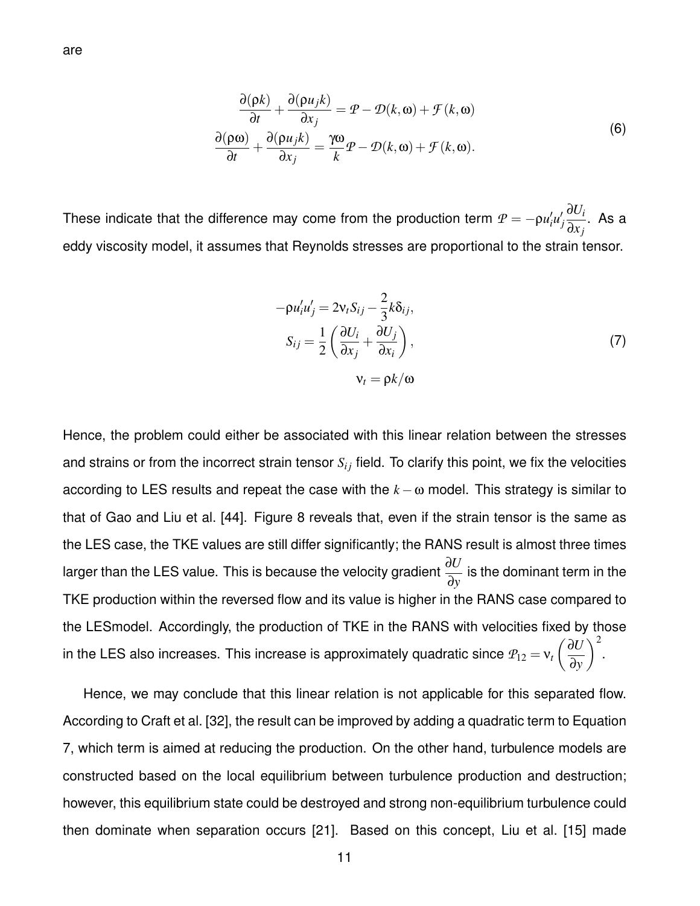are

$$
\begin{aligned}
\frac{\partial(\rho k)}{\partial t} + \frac{\partial(\rho u_j k)}{\partial x_j} &= \mathcal{P} - \mathcal{D}(k,\omega) + \mathcal{F}(k,\omega) \\
\frac{\partial(\rho \omega)}{\partial t} + \frac{\partial(\rho u_j k)}{\partial x_j} &= \frac{\gamma\omega}{k}\mathcal{P} - \mathcal{D}(k,\omega) + \mathcal{F}(k,\omega).
\end{aligned}
\tag{6}
$$

These indicate that the difference may come from the production term $\mathcal{P} = -\rho u_i' u_j' \frac{\partial U_i}{\partial x_j}$. As a eddy viscosity model, it assumes that Reynolds stresses are proportional to the strain tensor.

$$
\begin{aligned}
-\rho u_i' u_j' &= 2\nu_t S_{ij} - \frac{2}{3}k\delta_{ij}, \\
S_{ij} &= \frac{1}{2}\left(\frac{\partial U_i}{\partial x_j} + \frac{\partial U_j}{\partial x_i}\right), \\
\nu_t &= \rho k/\omega
\end{aligned}
\tag{7}
$$

Hence, the problem could either be associated with this linear relation between the stresses and strains or from the incorrect strain tensor $S_{ij}$ field. To clarify this point, we fix the velocities according to LES results and repeat the case with the $k-\omega$ model. This strategy is similar to that of Gao and Liu et al. [44]. Figure 8 reveals that, even if the strain tensor is the same as the LES case, the TKE values are still differ significantly; the RANS result is almost three times larger than the LES value. This is because the velocity gradient $\frac{\partial U}{\partial y}$ is the dominant term in the TKE production within the reversed flow and its value is higher in the RANS case compared to the LESmodel. Accordingly, the production of TKE in the RANS with velocities fixed by those in the LES also increases. This increase is approximately quadratic since $\mathcal{P}_{12} = \nu_t \left(\frac{\partial U}{\partial y}\right)^2$.

Hence, we may conclude that this linear relation is not applicable for this separated flow. According to Craft et al. [32], the result can be improved by adding a quadratic term to Equation 7, which term is aimed at reducing the production. On the other hand, turbulence models are constructed based on the local equilibrium between turbulence production and destruction; however, this equilibrium state could be destroyed and strong non-equilibrium turbulence could then dominate when separation occurs [21]. Based on this concept, Liu et al. [15] made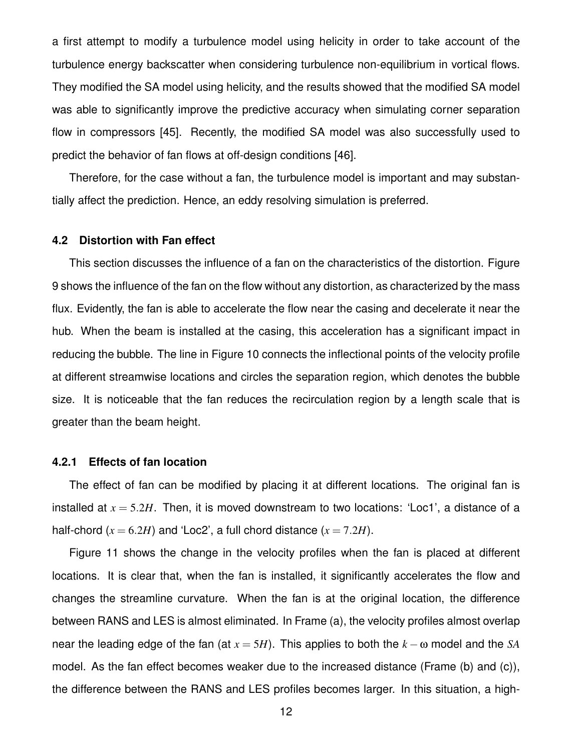a first attempt to modify a turbulence model using helicity in order to take account of the turbulence energy backscatter when considering turbulence non-equilibrium in vortical flows. They modified the SA model using helicity, and the results showed that the modified SA model was able to significantly improve the predictive accuracy when simulating corner separation flow in compressors [45]. Recently, the modified SA model was also successfully used to predict the behavior of fan flows at off-design conditions [46].

Therefore, for the case without a fan, the turbulence model is important and may substantially affect the prediction. Hence, an eddy resolving simulation is preferred.

### 4.2 Distortion with Fan effect

This section discusses the influence of a fan on the characteristics of the distortion. Figure 9 shows the influence of the fan on the flow without any distortion, as characterized by the mass flux. Evidently, the fan is able to accelerate the flow near the casing and decelerate it near the hub. When the beam is installed at the casing, this acceleration has a significant impact in reducing the bubble. The line in Figure 10 connects the inflectional points of the velocity profile at different streamwise locations and circles the separation region, which denotes the bubble size. It is noticeable that the fan reduces the recirculation region by a length scale that is greater than the beam height.

#### 4.2.1 Effects of fan location

The effect of fan can be modified by placing it at different locations. The original fan is installed at $x = 5.2H$. Then, it is moved downstream to two locations: 'Loc1', a distance of a half-chord ($x = 6.2H$) and 'Loc2', a full chord distance ($x = 7.2H$).

Figure 11 shows the change in the velocity profiles when the fan is placed at different locations. It is clear that, when the fan is installed, it significantly accelerates the flow and changes the streamline curvature. When the fan is at the original location, the difference between RANS and LES is almost eliminated. In Frame (a), the velocity profiles almost overlap near the leading edge of the fan (at $x = 5H$). This applies to both the $k-\omega$ model and the $SA$ model. As the fan effect becomes weaker due to the increased distance (Frame (b) and (c)), the difference between the RANS and LES profiles becomes larger. In this situation, a high-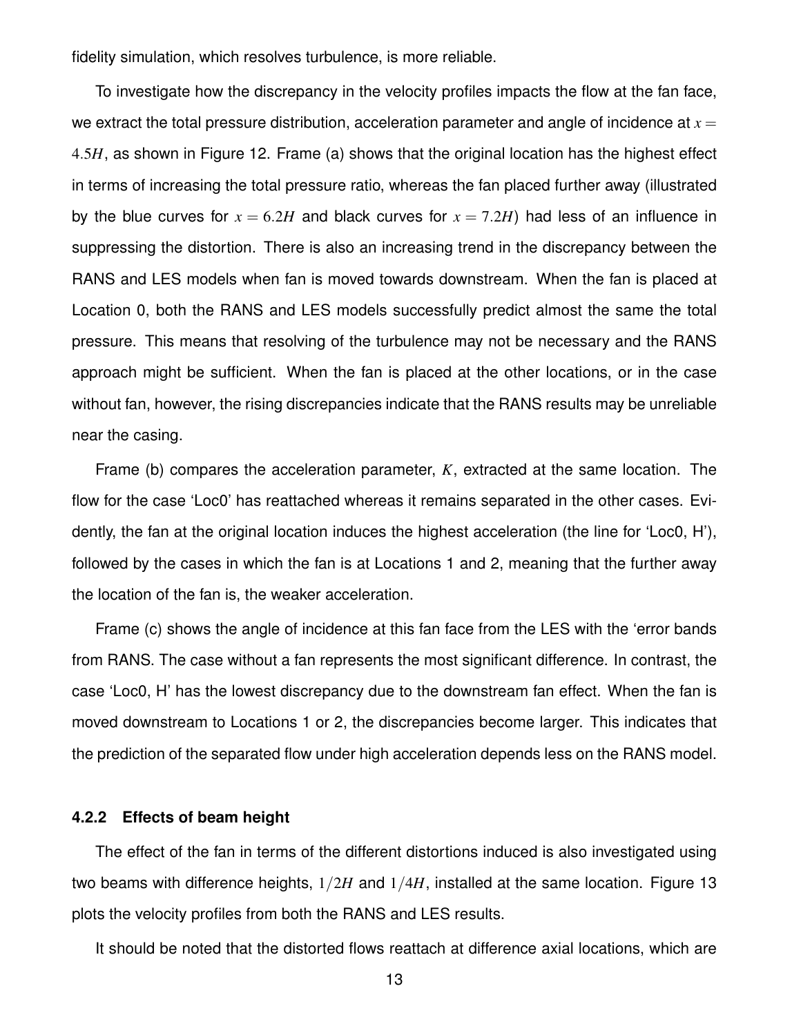fidelity simulation, which resolves turbulence, is more reliable.

To investigate how the discrepancy in the velocity profiles impacts the flow at the fan face, we extract the total pressure distribution, acceleration parameter and angle of incidence at $x = 4.5H$, as shown in Figure 12. Frame (a) shows that the original location has the highest effect in terms of increasing the total pressure ratio, whereas the fan placed further away (illustrated by the blue curves for $x = 6.2H$ and black curves for $x = 7.2H$) had less of an influence in suppressing the distortion. There is also an increasing trend in the discrepancy between the RANS and LES models when fan is moved towards downstream. When the fan is placed at Location 0, both the RANS and LES models successfully predict almost the same the total pressure. This means that resolving of the turbulence may not be necessary and the RANS approach might be sufficient. When the fan is placed at the other locations, or in the case without fan, however, the rising discrepancies indicate that the RANS results may be unreliable near the casing.

Frame (b) compares the acceleration parameter, $K$, extracted at the same location. The flow for the case 'Loc0' has reattached whereas it remains separated in the other cases. Evidently, the fan at the original location induces the highest acceleration (the line for 'Loc0, H'), followed by the cases in which the fan is at Locations 1 and 2, meaning that the further away the location of the fan is, the weaker acceleration.

Frame (c) shows the angle of incidence at this fan face from the LES with the 'error bands from RANS. The case without a fan represents the most significant difference. In contrast, the case 'Loc0, H' has the lowest discrepancy due to the downstream fan effect. When the fan is moved downstream to Locations 1 or 2, the discrepancies become larger. This indicates that the prediction of the separated flow under high acceleration depends less on the RANS model.

#### 4.2.2 Effects of beam height

The effect of the fan in terms of the different distortions induced is also investigated using two beams with difference heights, $1/2H$ and $1/4H$, installed at the same location. Figure 13 plots the velocity profiles from both the RANS and LES results.

It should be noted that the distorted flows reattach at difference axial locations, which are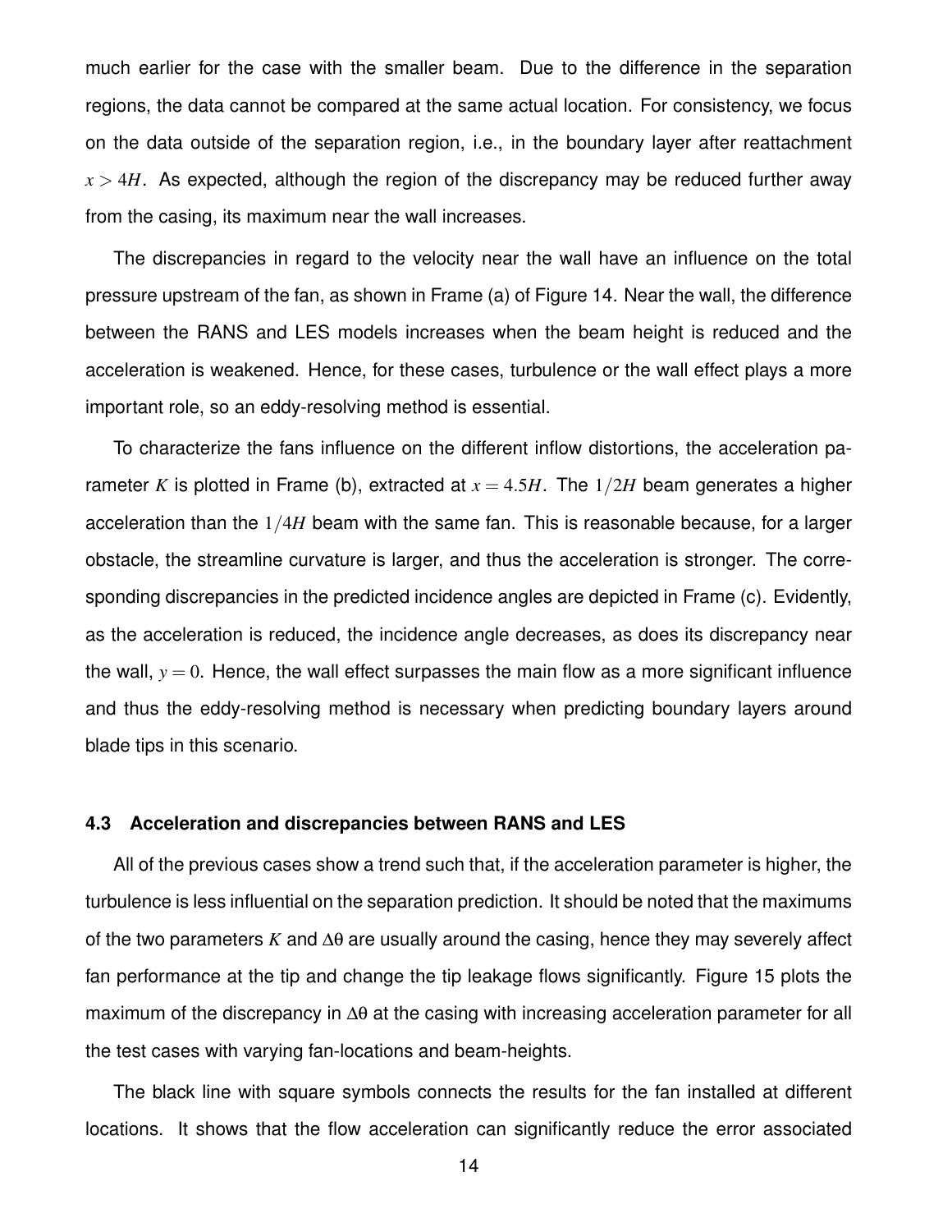much earlier for the case with the smaller beam. Due to the difference in the separation regions, the data cannot be compared at the same actual location. For consistency, we focus on the data outside of the separation region, i.e., in the boundary layer after reattachment $x > 4H$. As expected, although the region of the discrepancy may be reduced further away from the casing, its maximum near the wall increases.

The discrepancies in regard to the velocity near the wall have an influence on the total pressure upstream of the fan, as shown in Frame (a) of Figure 14. Near the wall, the difference between the RANS and LES models increases when the beam height is reduced and the acceleration is weakened. Hence, for these cases, turbulence or the wall effect plays a more important role, so an eddy-resolving method is essential.

To characterize the fans influence on the different inflow distortions, the acceleration parameter $K$ is plotted in Frame (b), extracted at $x = 4.5H$. The $1/2H$ beam generates a higher acceleration than the $1/4H$ beam with the same fan. This is reasonable because, for a larger obstacle, the streamline curvature is larger, and thus the acceleration is stronger. The corresponding discrepancies in the predicted incidence angles are depicted in Frame (c). Evidently, as the acceleration is reduced, the incidence angle decreases, as does its discrepancy near the wall, $y = 0$. Hence, the wall effect surpasses the main flow as a more significant influence and thus the eddy-resolving method is necessary when predicting boundary layers around blade tips in this scenario.

### 4.3 Acceleration and discrepancies between RANS and LES

All of the previous cases show a trend such that, if the acceleration parameter is higher, the turbulence is less influential on the separation prediction. It should be noted that the maximums of the two parameters $K$ and $\Delta\theta$ are usually around the casing, hence they may severely affect fan performance at the tip and change the tip leakage flows significantly. Figure 15 plots the maximum of the discrepancy in $\Delta\theta$ at the casing with increasing acceleration parameter for all the test cases with varying fan-locations and beam-heights.

The black line with square symbols connects the results for the fan installed at different locations. It shows that the flow acceleration can significantly reduce the error associated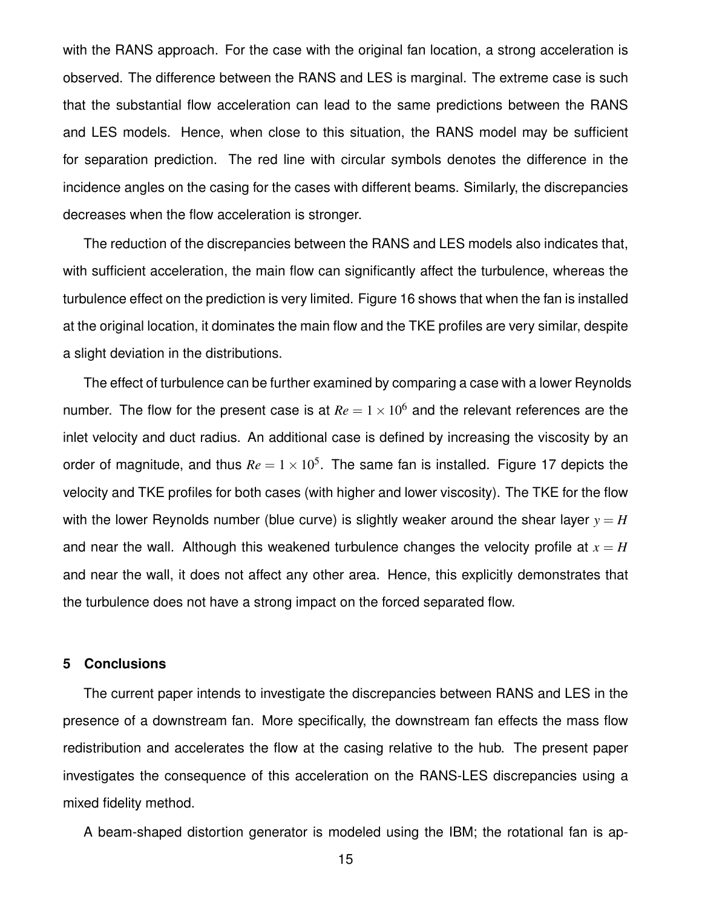with the RANS approach. For the case with the original fan location, a strong acceleration is observed. The difference between the RANS and LES is marginal. The extreme case is such that the substantial flow acceleration can lead to the same predictions between the RANS and LES models. Hence, when close to this situation, the RANS model may be sufficient for separation prediction. The red line with circular symbols denotes the difference in the incidence angles on the casing for the cases with different beams. Similarly, the discrepancies decreases when the flow acceleration is stronger.

The reduction of the discrepancies between the RANS and LES models also indicates that, with sufficient acceleration, the main flow can significantly affect the turbulence, whereas the turbulence effect on the prediction is very limited. Figure 16 shows that when the fan is installed at the original location, it dominates the main flow and the TKE profiles are very similar, despite a slight deviation in the distributions.

The effect of turbulence can be further examined by comparing a case with a lower Reynolds number. The flow for the present case is at $Re = 1 \times 10^6$ and the relevant references are the inlet velocity and duct radius. An additional case is defined by increasing the viscosity by an order of magnitude, and thus $Re = 1 \times 10^5$. The same fan is installed. Figure 17 depicts the velocity and TKE profiles for both cases (with higher and lower viscosity). The TKE for the flow with the lower Reynolds number (blue curve) is slightly weaker around the shear layer $y = H$ and near the wall. Although this weakened turbulence changes the velocity profile at $x = H$ and near the wall, it does not affect any other area. Hence, this explicitly demonstrates that the turbulence does not have a strong impact on the forced separated flow.

## 5 Conclusions

The current paper intends to investigate the discrepancies between RANS and LES in the presence of a downstream fan. More specifically, the downstream fan effects the mass flow redistribution and accelerates the flow at the casing relative to the hub. The present paper investigates the consequence of this acceleration on the RANS-LES discrepancies using a mixed fidelity method.

A beam-shaped distortion generator is modeled using the IBM; the rotational fan is ap-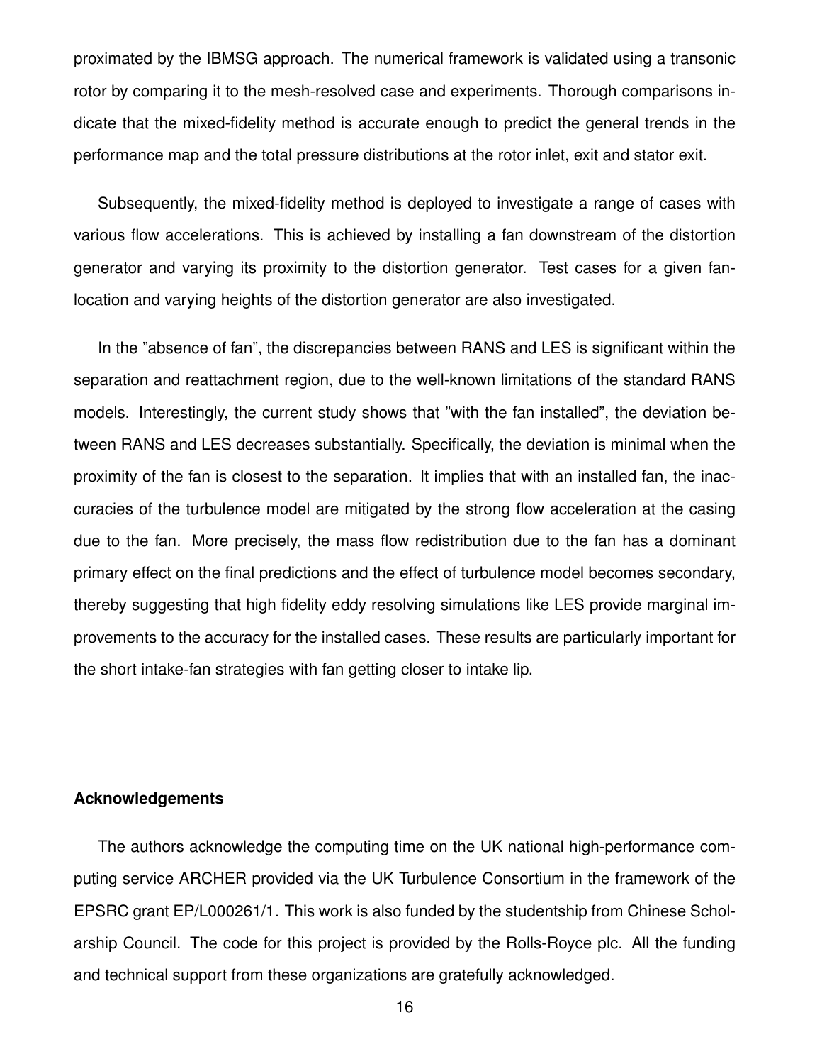proximated by the IBMSG approach. The numerical framework is validated using a transonic rotor by comparing it to the mesh-resolved case and experiments. Thorough comparisons indicate that the mixed-fidelity method is accurate enough to predict the general trends in the performance map and the total pressure distributions at the rotor inlet, exit and stator exit.

Subsequently, the mixed-fidelity method is deployed to investigate a range of cases with various flow accelerations. This is achieved by installing a fan downstream of the distortion generator and varying its proximity to the distortion generator. Test cases for a given fan-location and varying heights of the distortion generator are also investigated.

In the "absence of fan", the discrepancies between RANS and LES is significant within the separation and reattachment region, due to the well-known limitations of the standard RANS models. Interestingly, the current study shows that "with the fan installed", the deviation between RANS and LES decreases substantially. Specifically, the deviation is minimal when the proximity of the fan is closest to the separation. It implies that with an installed fan, the inaccuracies of the turbulence model are mitigated by the strong flow acceleration at the casing due to the fan. More precisely, the mass flow redistribution due to the fan has a dominant primary effect on the final predictions and the effect of turbulence model becomes secondary, thereby suggesting that high fidelity eddy resolving simulations like LES provide marginal improvements to the accuracy for the installed cases. These results are particularly important for the short intake-fan strategies with fan getting closer to intake lip.

**Acknowledgements**

The authors acknowledge the computing time on the UK national high-performance computing service ARCHER provided via the UK Turbulence Consortium in the framework of the EPSRC grant EP/L000261/1. This work is also funded by the studentship from Chinese Scholarship Council. The code for this project is provided by the Rolls-Royce plc. All the funding and technical support from these organizations are gratefully acknowledged.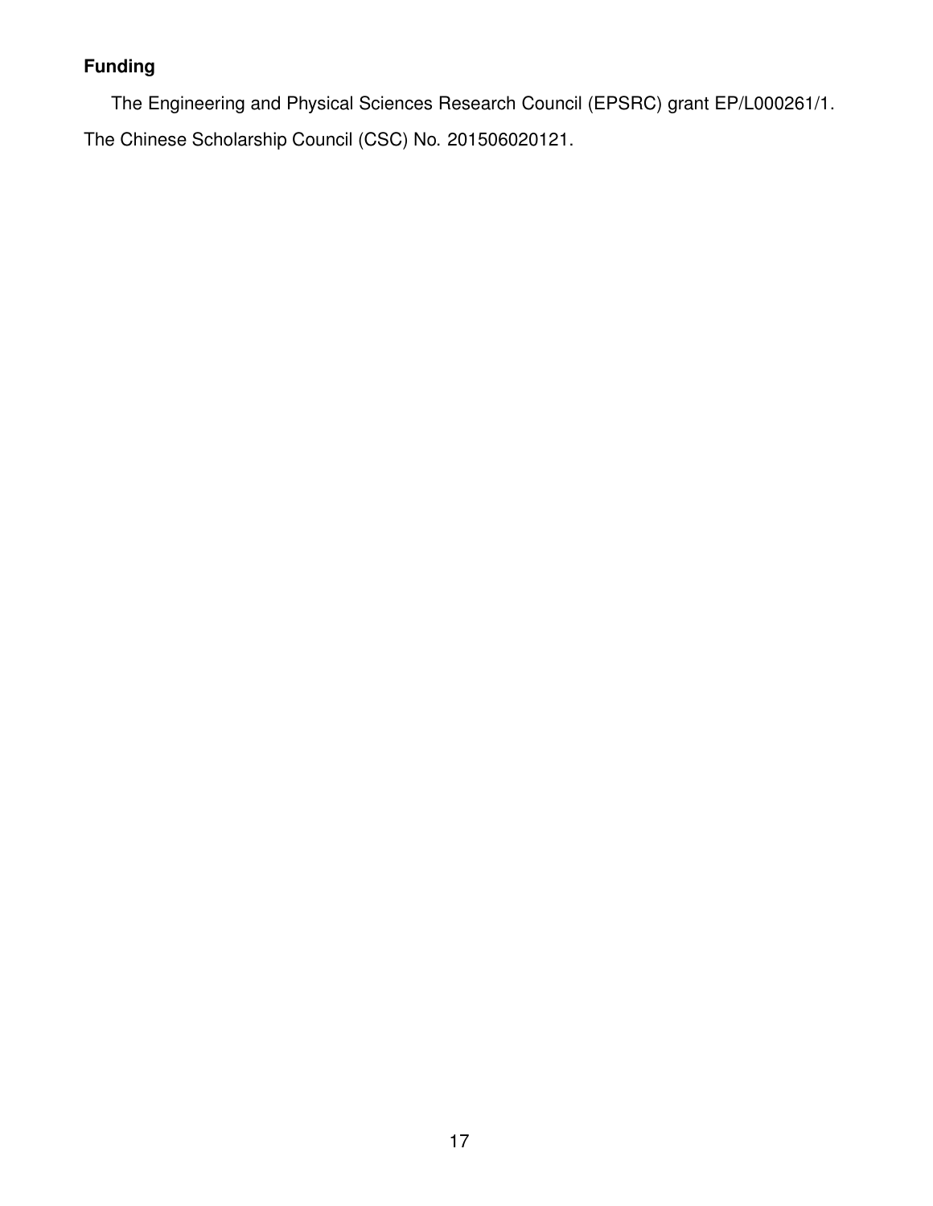**Funding**

The Engineering and Physical Sciences Research Council (EPSRC) grant EP/L000261/1. The Chinese Scholarship Council (CSC) No. 201506020121.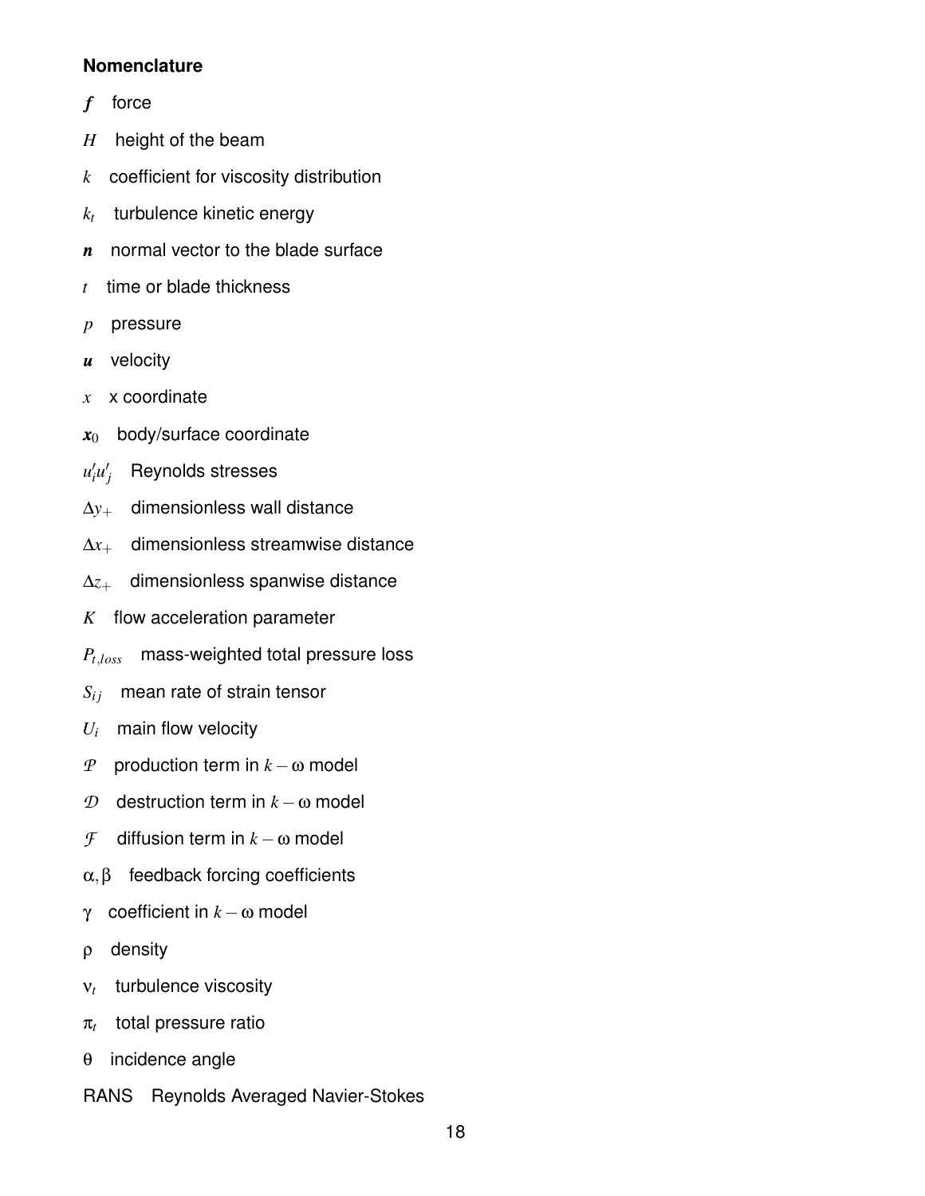**Nomenclature**

$\boldsymbol{f}$ force

$H$ height of the beam

$k$ coefficient for viscosity distribution

$k_t$ turbulence kinetic energy

$\boldsymbol{n}$ normal vector to the blade surface

$t$ time or blade thickness

$p$ pressure

$\boldsymbol{u}$ velocity

$x$ x coordinate

$\boldsymbol{x}_0$ body/surface coordinate

$u_i'u_j'$ Reynolds stresses

$\Delta y_+$ dimensionless wall distance

$\Delta x_+$ dimensionless streamwise distance

$\Delta z_+$ dimensionless spanwise distance

$K$ flow acceleration parameter

$P_{t,loss}$ mass-weighted total pressure loss

$S_{ij}$ mean rate of strain tensor

$U_i$ main flow velocity

$\mathcal{P}$ production term in $k-\omega$ model

$\mathcal{D}$ destruction term in $k-\omega$ model

$\mathcal{F}$ diffusion term in $k-\omega$ model

$\alpha, \beta$ feedback forcing coefficients

$\gamma$ coefficient in $k-\omega$ model

$\rho$ density

$\nu_t$ turbulence viscosity

$\pi_t$ total pressure ratio

$\theta$ incidence angle

RANS Reynolds Averaged Navier-Stokes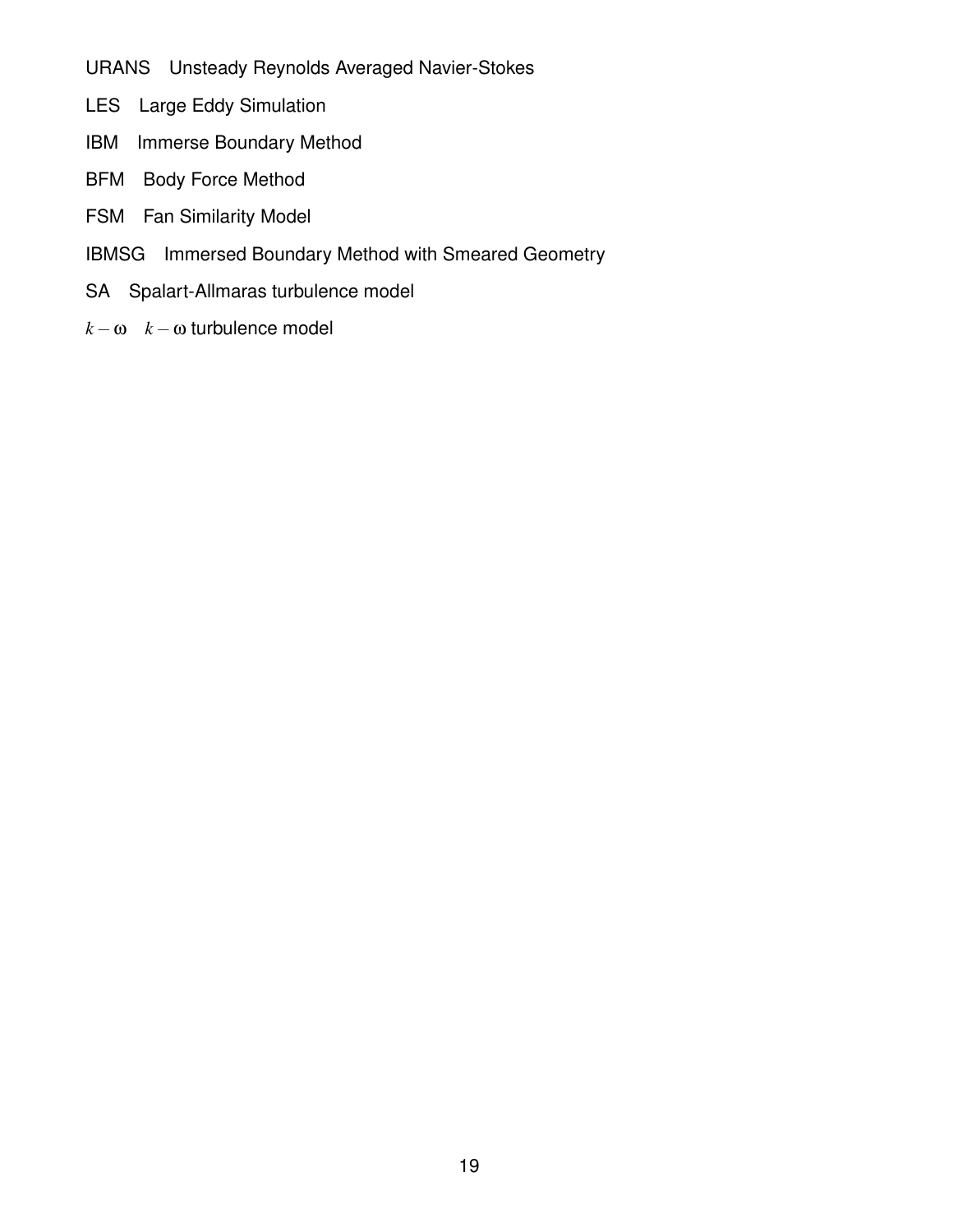URANS Unsteady Reynolds Averaged Navier-Stokes

LES Large Eddy Simulation

IBM Immerse Boundary Method

BFM Body Force Method

FSM Fan Similarity Model

IBMSG Immersed Boundary Method with Smeared Geometry

SA Spalart-Allmaras turbulence model

$k-\omega$ $k-\omega$ turbulence model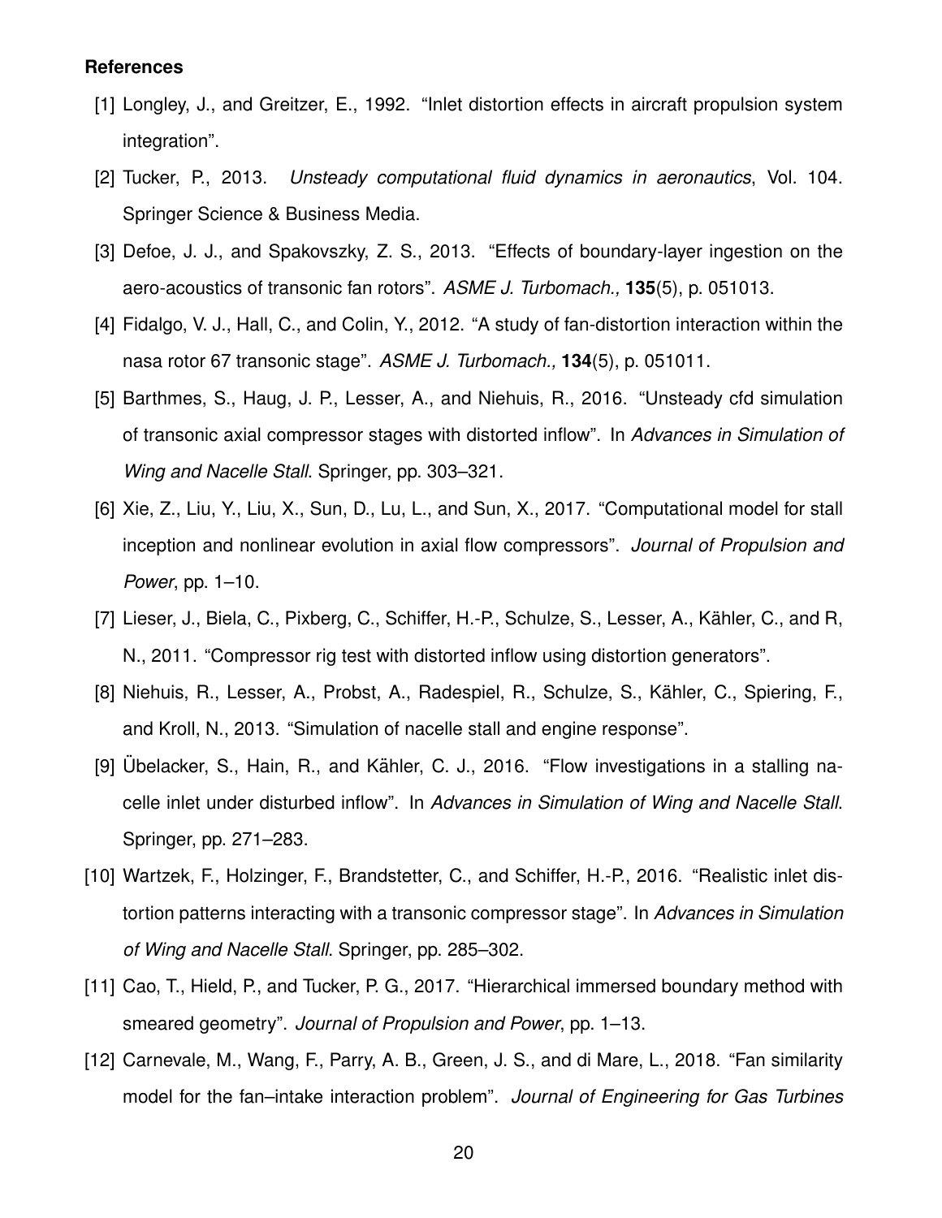### References

[1] Longley, J., and Greitzer, E., 1992. "Inlet distortion effects in aircraft propulsion system integration".

[2] Tucker, P., 2013. *Unsteady computational fluid dynamics in aeronautics*, Vol. 104. Springer Science & Business Media.

[3] Defoe, J. J., and Spakovszky, Z. S., 2013. "Effects of boundary-layer ingestion on the aero-acoustics of transonic fan rotors". *ASME J. Turbomach.,* **135**(5), p. 051013.

[4] Fidalgo, V. J., Hall, C., and Colin, Y., 2012. "A study of fan-distortion interaction within the nasa rotor 67 transonic stage". *ASME J. Turbomach.,* **134**(5), p. 051011.

[5] Barthmes, S., Haug, J. P., Lesser, A., and Niehuis, R., 2016. "Unsteady cfd simulation of transonic axial compressor stages with distorted inflow". In *Advances in Simulation of Wing and Nacelle Stall*. Springer, pp. 303–321.

[6] Xie, Z., Liu, Y., Liu, X., Sun, D., Lu, L., and Sun, X., 2017. "Computational model for stall inception and nonlinear evolution in axial flow compressors". *Journal of Propulsion and Power*, pp. 1–10.

[7] Lieser, J., Biela, C., Pixberg, C., Schiffer, H.-P., Schulze, S., Lesser, A., Kähler, C., and R, N., 2011. "Compressor rig test with distorted inflow using distortion generators".

[8] Niehuis, R., Lesser, A., Probst, A., Radespiel, R., Schulze, S., Kähler, C., Spiering, F., and Kroll, N., 2013. "Simulation of nacelle stall and engine response".

[9] Übelacker, S., Hain, R., and Kähler, C. J., 2016. "Flow investigations in a stalling nacelle inlet under disturbed inflow". In *Advances in Simulation of Wing and Nacelle Stall*. Springer, pp. 271–283.

[10] Wartzek, F., Holzinger, F., Brandstetter, C., and Schiffer, H.-P., 2016. "Realistic inlet distortion patterns interacting with a transonic compressor stage". In *Advances in Simulation of Wing and Nacelle Stall*. Springer, pp. 285–302.

[11] Cao, T., Hield, P., and Tucker, P. G., 2017. "Hierarchical immersed boundary method with smeared geometry". *Journal of Propulsion and Power*, pp. 1–13.

[12] Carnevale, M., Wang, F., Parry, A. B., Green, J. S., and di Mare, L., 2018. "Fan similarity model for the fan–intake interaction problem". *Journal of Engineering for Gas Turbines*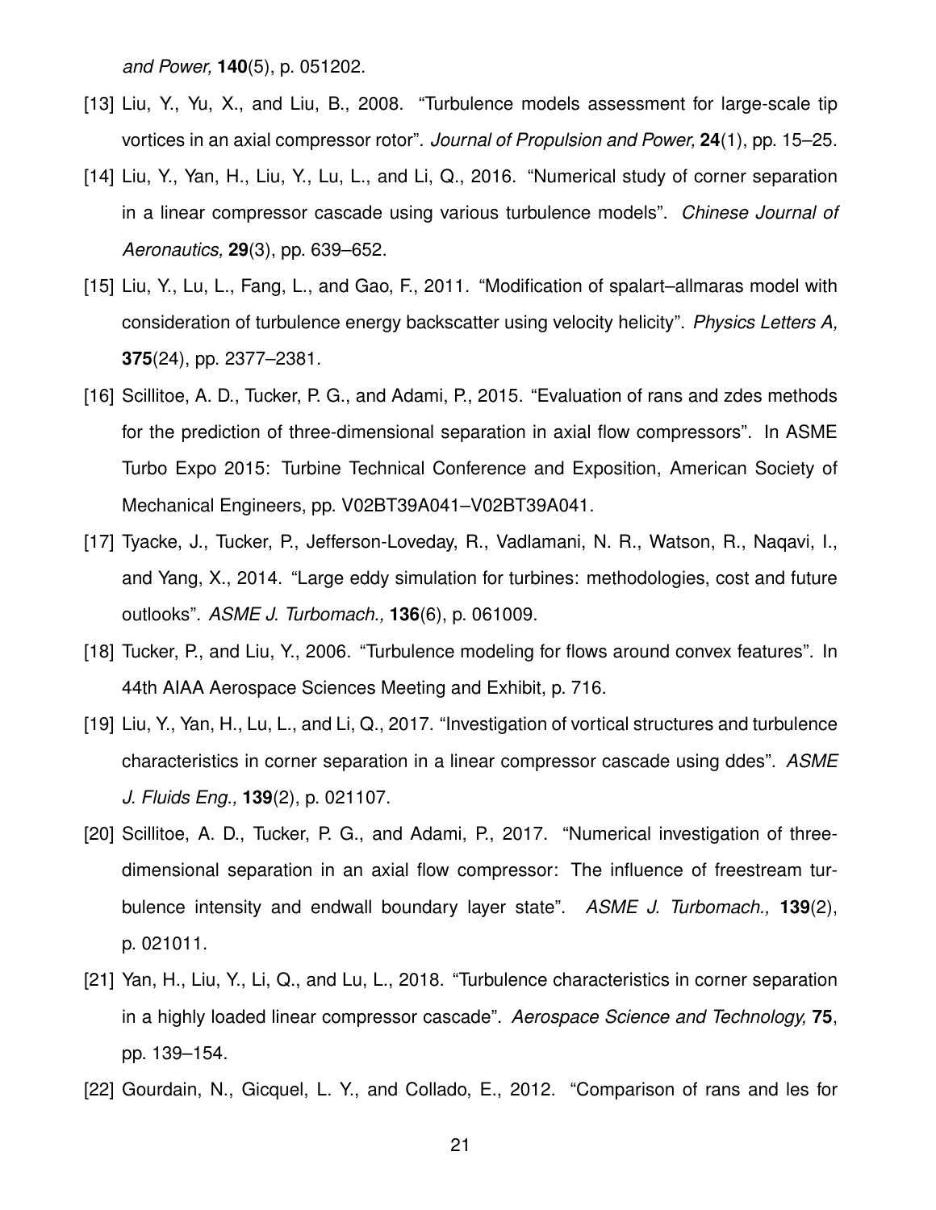*and Power,* **140**(5), p. 051202.

[13] Liu, Y., Yu, X., and Liu, B., 2008. "Turbulence models assessment for large-scale tip vortices in an axial compressor rotor". *Journal of Propulsion and Power,* **24**(1), pp. 15–25.

[14] Liu, Y., Yan, H., Liu, Y., Lu, L., and Li, Q., 2016. "Numerical study of corner separation in a linear compressor cascade using various turbulence models". *Chinese Journal of Aeronautics,* **29**(3), pp. 639–652.

[15] Liu, Y., Lu, L., Fang, L., and Gao, F., 2011. "Modification of spalart–allmaras model with consideration of turbulence energy backscatter using velocity helicity". *Physics Letters A,* **375**(24), pp. 2377–2381.

[16] Scillitoe, A. D., Tucker, P. G., and Adami, P., 2015. "Evaluation of rans and zdes methods for the prediction of three-dimensional separation in axial flow compressors". In ASME Turbo Expo 2015: Turbine Technical Conference and Exposition, American Society of Mechanical Engineers, pp. V02BT39A041–V02BT39A041.

[17] Tyacke, J., Tucker, P., Jefferson-Loveday, R., Vadlamani, N. R., Watson, R., Naqavi, I., and Yang, X., 2014. "Large eddy simulation for turbines: methodologies, cost and future outlooks". *ASME J. Turbomach.,* **136**(6), p. 061009.

[18] Tucker, P., and Liu, Y., 2006. "Turbulence modeling for flows around convex features". In 44th AIAA Aerospace Sciences Meeting and Exhibit, p. 716.

[19] Liu, Y., Yan, H., Lu, L., and Li, Q., 2017. "Investigation of vortical structures and turbulence characteristics in corner separation in a linear compressor cascade using ddes". *ASME J. Fluids Eng.,* **139**(2), p. 021107.

[20] Scillitoe, A. D., Tucker, P. G., and Adami, P., 2017. "Numerical investigation of three-dimensional separation in an axial flow compressor: The influence of freestream turbulence intensity and endwall boundary layer state". *ASME J. Turbomach.,* **139**(2), p. 021011.

[21] Yan, H., Liu, Y., Li, Q., and Lu, L., 2018. "Turbulence characteristics in corner separation in a highly loaded linear compressor cascade". *Aerospace Science and Technology,* **75**, pp. 139–154.

[22] Gourdain, N., Gicquel, L. Y., and Collado, E., 2012. "Comparison of rans and les for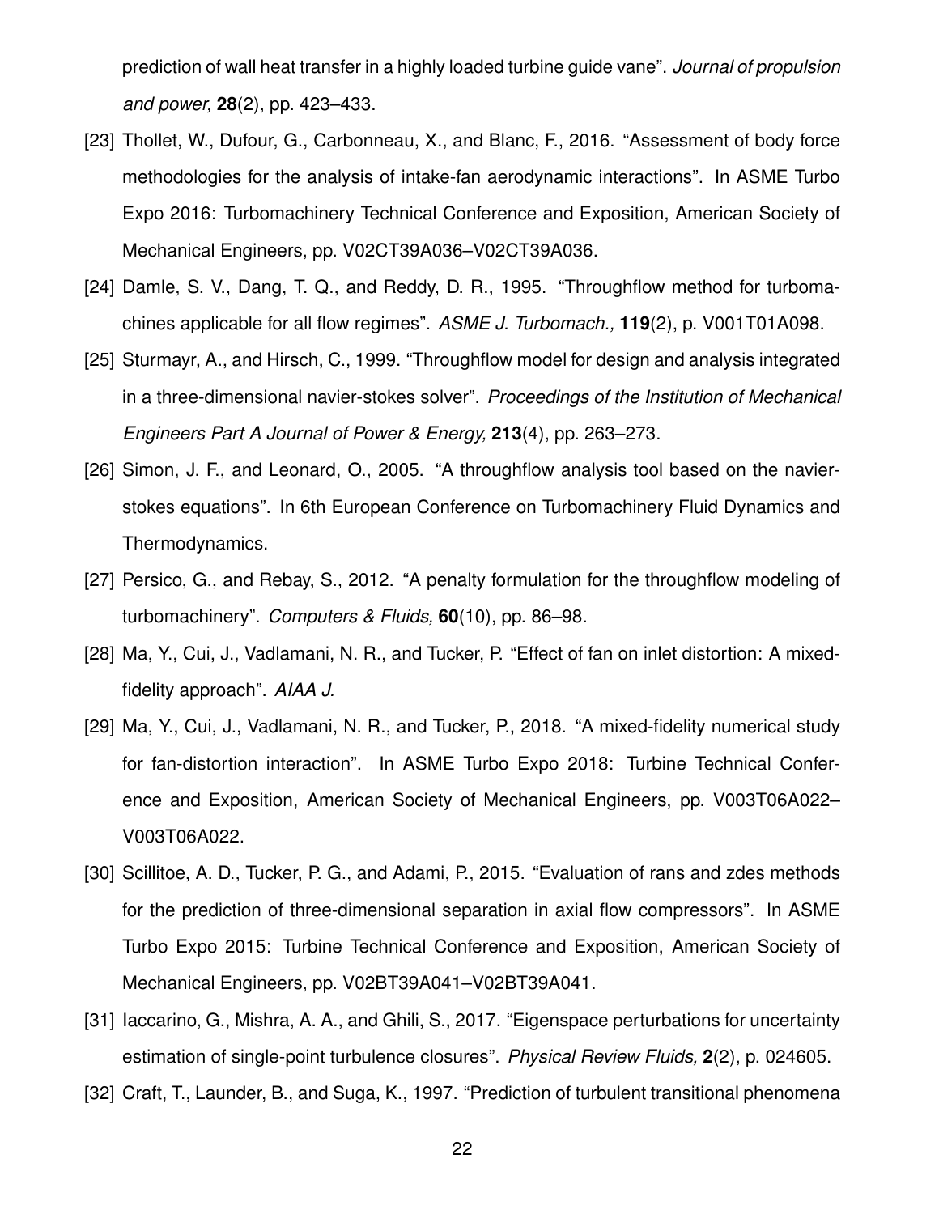prediction of wall heat transfer in a highly loaded turbine guide vane". *Journal of propulsion and power,* **28**(2), pp. 423–433.

[23] Thollet, W., Dufour, G., Carbonneau, X., and Blanc, F., 2016. "Assessment of body force methodologies for the analysis of intake-fan aerodynamic interactions". In ASME Turbo Expo 2016: Turbomachinery Technical Conference and Exposition, American Society of Mechanical Engineers, pp. V02CT39A036–V02CT39A036.

[24] Damle, S. V., Dang, T. Q., and Reddy, D. R., 1995. "Throughflow method for turbomachines applicable for all flow regimes". *ASME J. Turbomach.,* **119**(2), p. V001T01A098.

[25] Sturmayr, A., and Hirsch, C., 1999. "Throughflow model for design and analysis integrated in a three-dimensional navier-stokes solver". *Proceedings of the Institution of Mechanical Engineers Part A Journal of Power & Energy,* **213**(4), pp. 263–273.

[26] Simon, J. F., and Leonard, O., 2005. "A throughflow analysis tool based on the navier-stokes equations". In 6th European Conference on Turbomachinery Fluid Dynamics and Thermodynamics.

[27] Persico, G., and Rebay, S., 2012. "A penalty formulation for the throughflow modeling of turbomachinery". *Computers & Fluids,* **60**(10), pp. 86–98.

[28] Ma, Y., Cui, J., Vadlamani, N. R., and Tucker, P. "Effect of fan on inlet distortion: A mixed-fidelity approach". *AIAA J.*

[29] Ma, Y., Cui, J., Vadlamani, N. R., and Tucker, P., 2018. "A mixed-fidelity numerical study for fan-distortion interaction". In ASME Turbo Expo 2018: Turbine Technical Conference and Exposition, American Society of Mechanical Engineers, pp. V003T06A022–V003T06A022.

[30] Scillitoe, A. D., Tucker, P. G., and Adami, P., 2015. "Evaluation of rans and zdes methods for the prediction of three-dimensional separation in axial flow compressors". In ASME Turbo Expo 2015: Turbine Technical Conference and Exposition, American Society of Mechanical Engineers, pp. V02BT39A041–V02BT39A041.

[31] Iaccarino, G., Mishra, A. A., and Ghili, S., 2017. "Eigenspace perturbations for uncertainty estimation of single-point turbulence closures". *Physical Review Fluids,* **2**(2), p. 024605.

[32] Craft, T., Launder, B., and Suga, K., 1997. "Prediction of turbulent transitional phenomena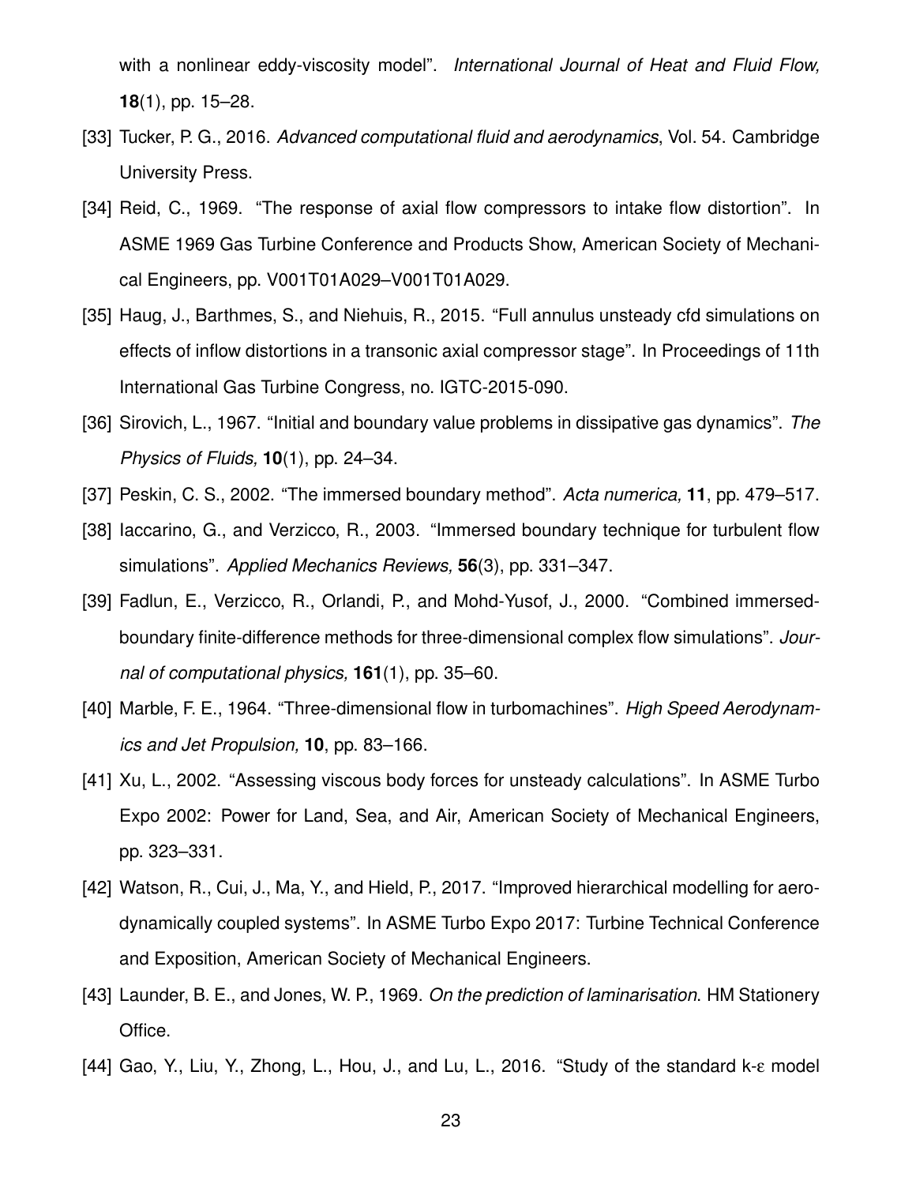with a nonlinear eddy-viscosity model". *International Journal of Heat and Fluid Flow,* **18**(1), pp. 15–28.

[33] Tucker, P. G., 2016. *Advanced computational fluid and aerodynamics*, Vol. 54. Cambridge University Press.

[34] Reid, C., 1969. "The response of axial flow compressors to intake flow distortion". In ASME 1969 Gas Turbine Conference and Products Show, American Society of Mechanical Engineers, pp. V001T01A029–V001T01A029.

[35] Haug, J., Barthmes, S., and Niehuis, R., 2015. "Full annulus unsteady cfd simulations on effects of inflow distortions in a transonic axial compressor stage". In Proceedings of 11th International Gas Turbine Congress, no. IGTC-2015-090.

[36] Sirovich, L., 1967. "Initial and boundary value problems in dissipative gas dynamics". *The Physics of Fluids,* **10**(1), pp. 24–34.

[37] Peskin, C. S., 2002. "The immersed boundary method". *Acta numerica,* **11**, pp. 479–517.

[38] Iaccarino, G., and Verzicco, R., 2003. "Immersed boundary technique for turbulent flow simulations". *Applied Mechanics Reviews,* **56**(3), pp. 331–347.

[39] Fadlun, E., Verzicco, R., Orlandi, P., and Mohd-Yusof, J., 2000. "Combined immersed-boundary finite-difference methods for three-dimensional complex flow simulations". *Journal of computational physics,* **161**(1), pp. 35–60.

[40] Marble, F. E., 1964. "Three-dimensional flow in turbomachines". *High Speed Aerodynamics and Jet Propulsion,* **10**, pp. 83–166.

[41] Xu, L., 2002. "Assessing viscous body forces for unsteady calculations". In ASME Turbo Expo 2002: Power for Land, Sea, and Air, American Society of Mechanical Engineers, pp. 323–331.

[42] Watson, R., Cui, J., Ma, Y., and Hield, P., 2017. "Improved hierarchical modelling for aerodynamically coupled systems". In ASME Turbo Expo 2017: Turbine Technical Conference and Exposition, American Society of Mechanical Engineers.

[43] Launder, B. E., and Jones, W. P., 1969. *On the prediction of laminarisation*. HM Stationery Office.

[44] Gao, Y., Liu, Y., Zhong, L., Hou, J., and Lu, L., 2016. "Study of the standard k-ε model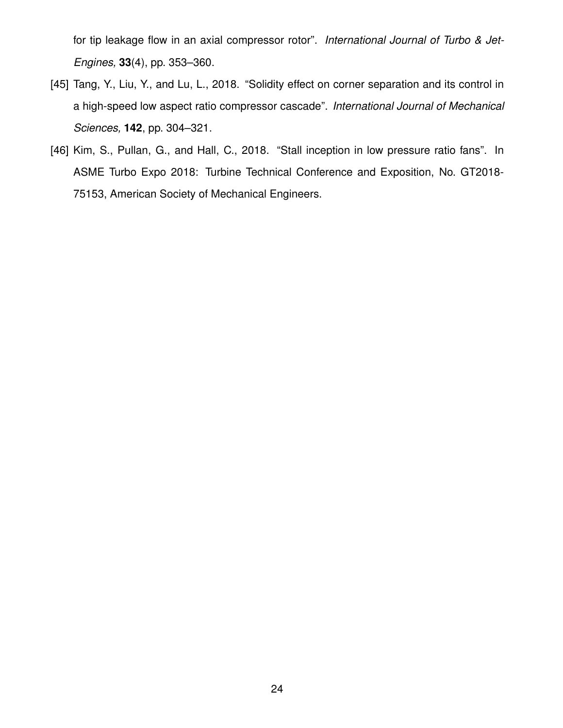for tip leakage flow in an axial compressor rotor". *International Journal of Turbo & Jet-Engines,* **33**(4), pp. 353–360.

[45] Tang, Y., Liu, Y., and Lu, L., 2018. "Solidity effect on corner separation and its control in a high-speed low aspect ratio compressor cascade". *International Journal of Mechanical Sciences,* **142**, pp. 304–321.

[46] Kim, S., Pullan, G., and Hall, C., 2018. "Stall inception in low pressure ratio fans". In ASME Turbo Expo 2018: Turbine Technical Conference and Exposition, No. GT2018-75153, American Society of Mechanical Engineers.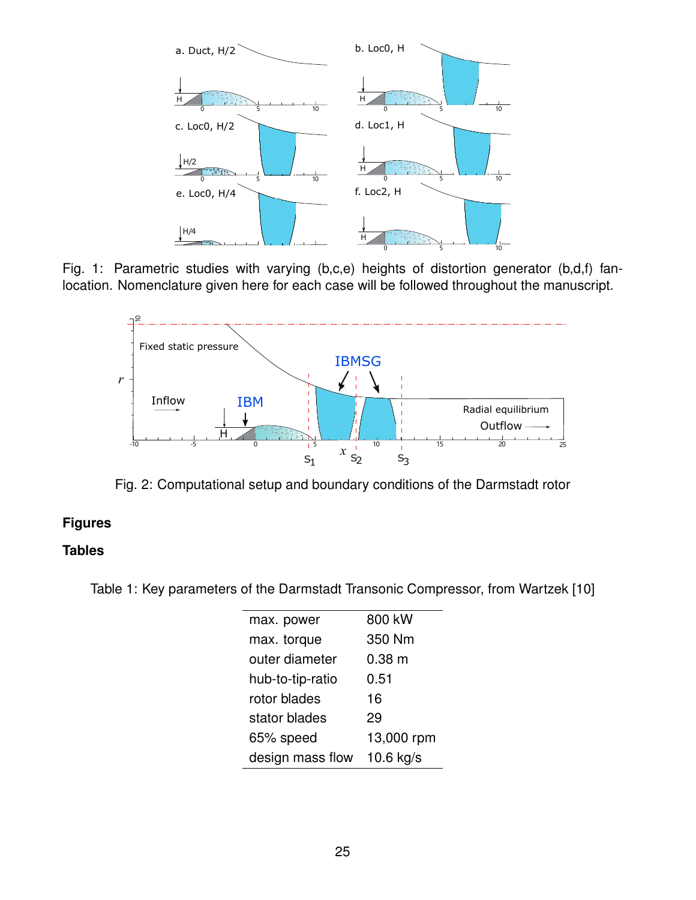Fig. 1: Parametric studies with varying (b,c,e) heights of distortion generator (b,d,f) fan-location. Nomenclature given here for each case will be followed throughout the manuscript.

Fig. 2: Computational setup and boundary conditions of the Darmstadt rotor

## Figures

## Tables

Table 1: Key parameters of the Darmstadt Transonic Compressor, from Wartzek [10]

| | |
|---|---|
| max. power | 800 kW |
| max. torque | 350 Nm |
| outer diameter | 0.38 m |
| hub-to-tip-ratio | 0.51 |
| rotor blades | 16 |
| stator blades | 29 |
| 65% speed | 13,000 rpm |
| design mass flow | 10.6 kg/s |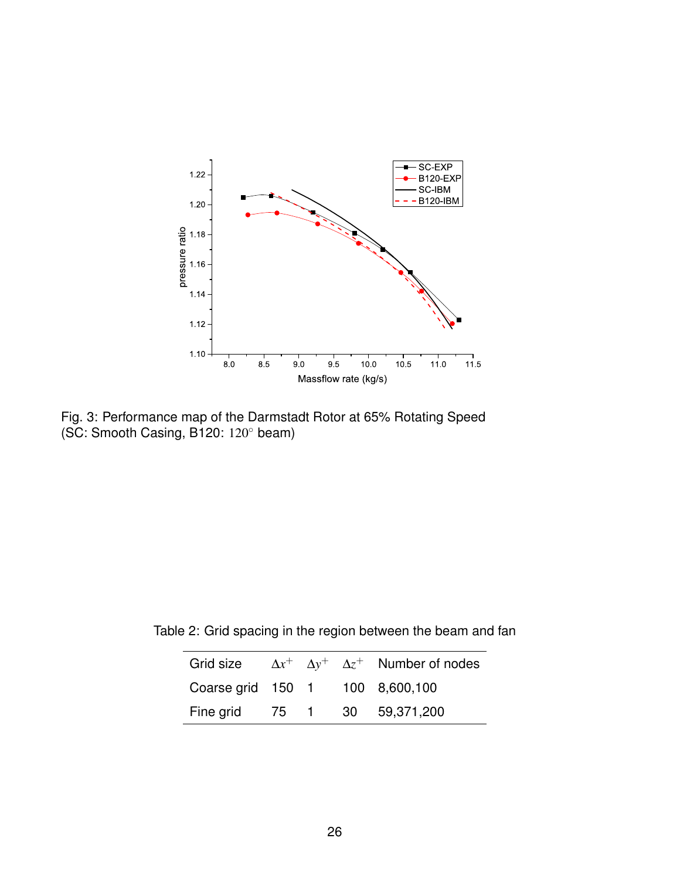Fig. 3: Performance map of the Darmstadt Rotor at 65% Rotating Speed (SC: Smooth Casing, B120: $120^\circ$ beam)

Table 2: Grid spacing in the region between the beam and fan

| Grid size | $\Delta x^+$ | $\Delta y^+$ | $\Delta z^+$ | Number of nodes |
|---|---|---|---|---|
| Coarse grid | 150 | 1 | 100 | 8,600,100 |
| Fine grid | 75 | 1 | 30 | 59,371,200 |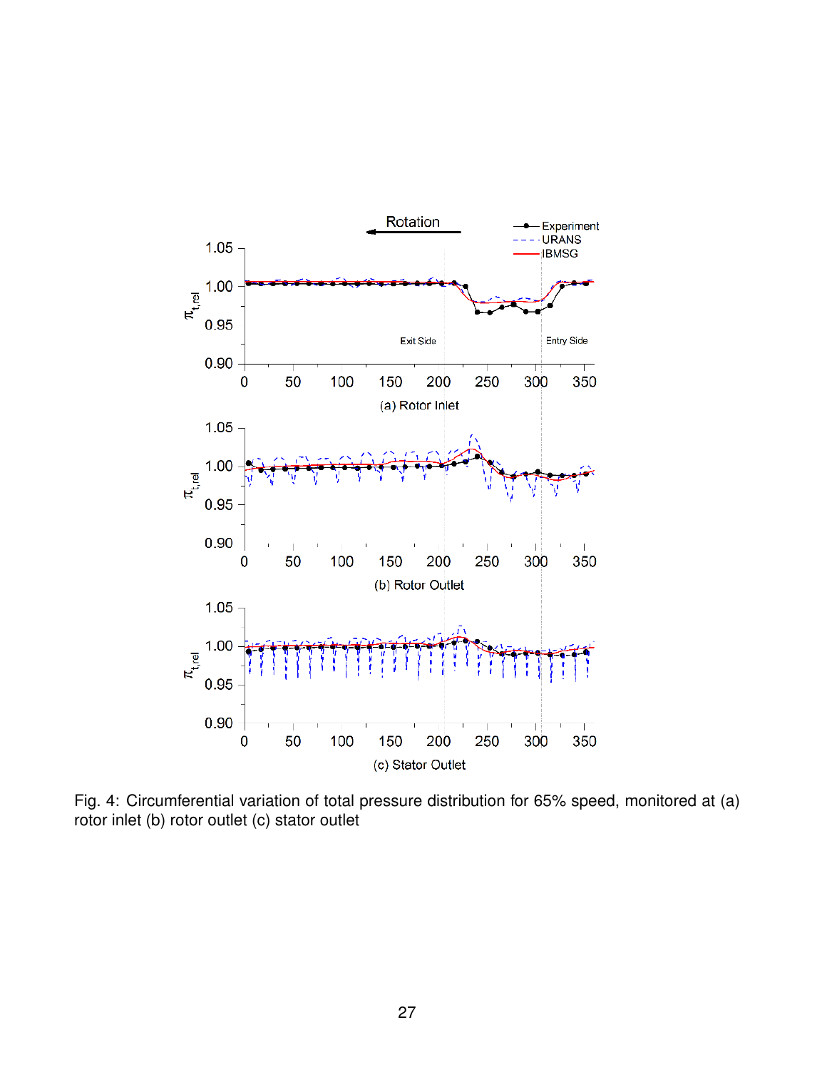Fig. 4: Circumferential variation of total pressure distribution for 65% speed, monitored at (a) rotor inlet (b) rotor outlet (c) stator outlet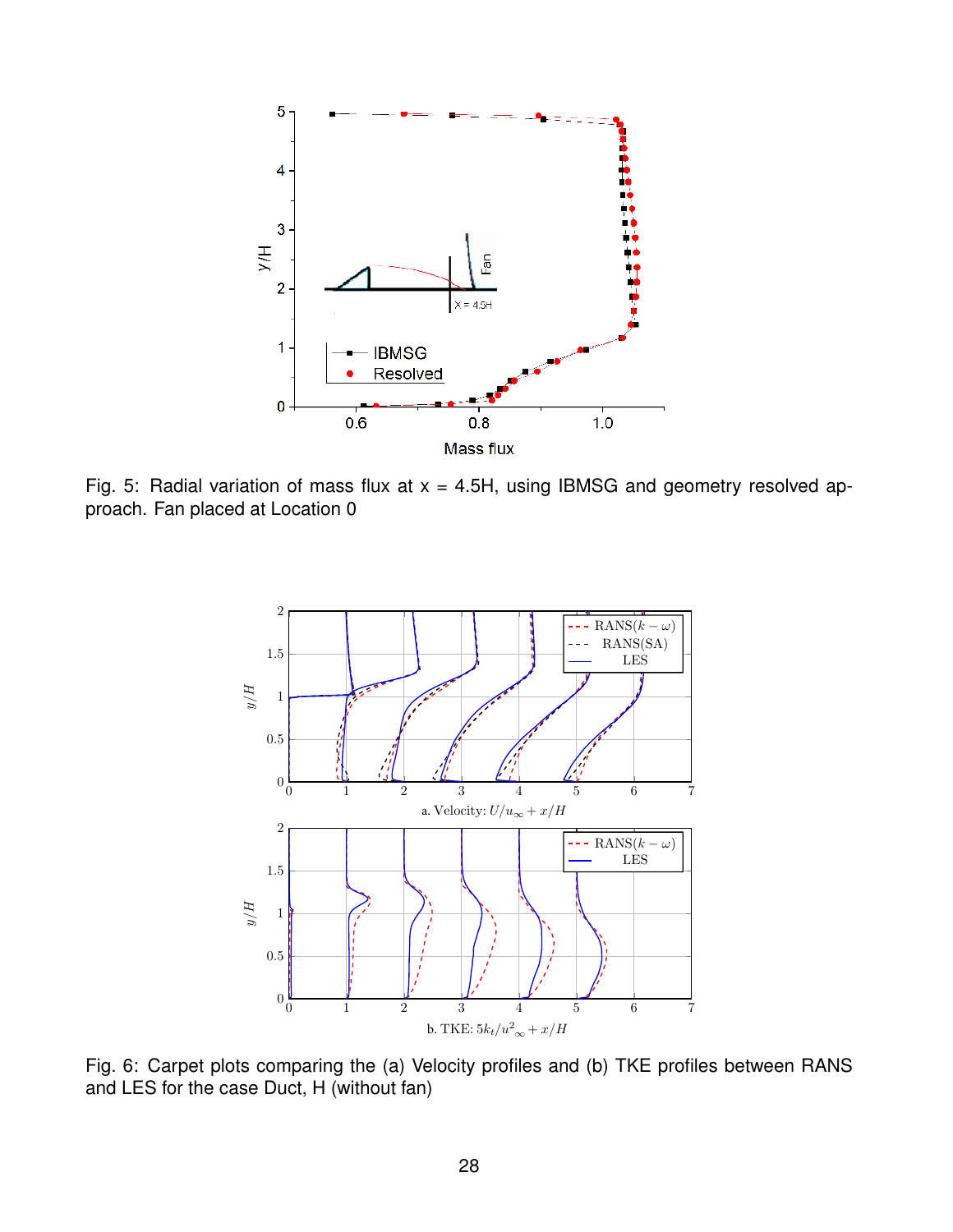Fig. 5: Radial variation of mass flux at x = 4.5H, using IBMSG and geometry resolved approach. Fan placed at Location 0

Fig. 6: Carpet plots comparing the (a) Velocity profiles and (b) TKE profiles between RANS and LES for the case Duct, H (without fan)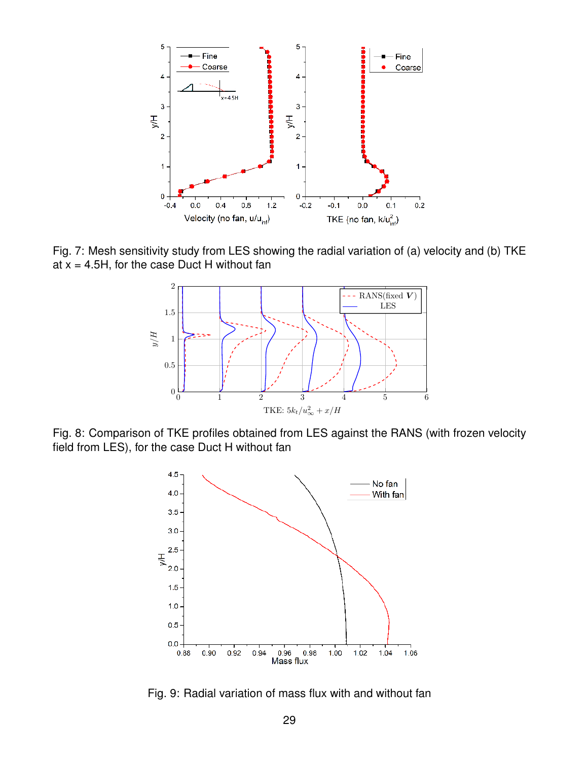Fig. 7: Mesh sensitivity study from LES showing the radial variation of (a) velocity and (b) TKE at x = 4.5H, for the case Duct H without fan

Fig. 8: Comparison of TKE profiles obtained from LES against the RANS (with frozen velocity field from LES), for the case Duct H without fan

Fig. 9: Radial variation of mass flux with and without fan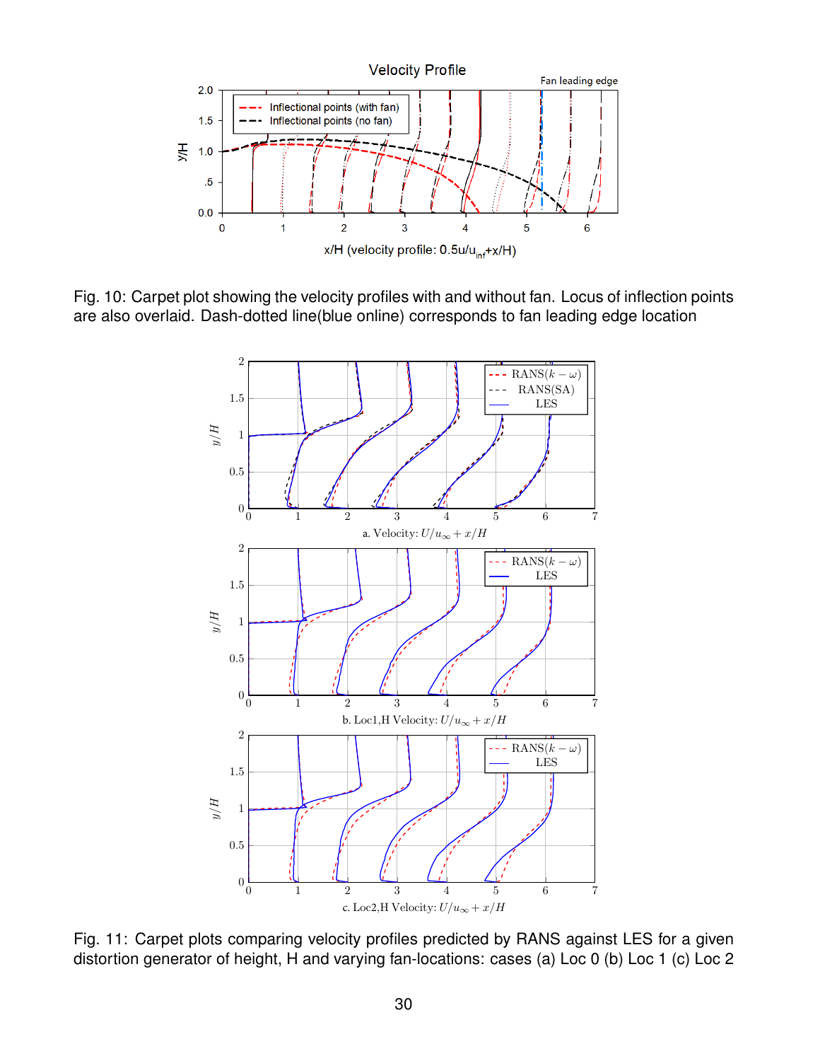Fig. 10: Carpet plot showing the velocity profiles with and without fan. Locus of inflection points are also overlaid. Dash-dotted line(blue online) corresponds to fan leading edge location

Fig. 11: Carpet plots comparing velocity profiles predicted by RANS against LES for a given distortion generator of height, H and varying fan-locations: cases (a) Loc 0 (b) Loc 1 (c) Loc 2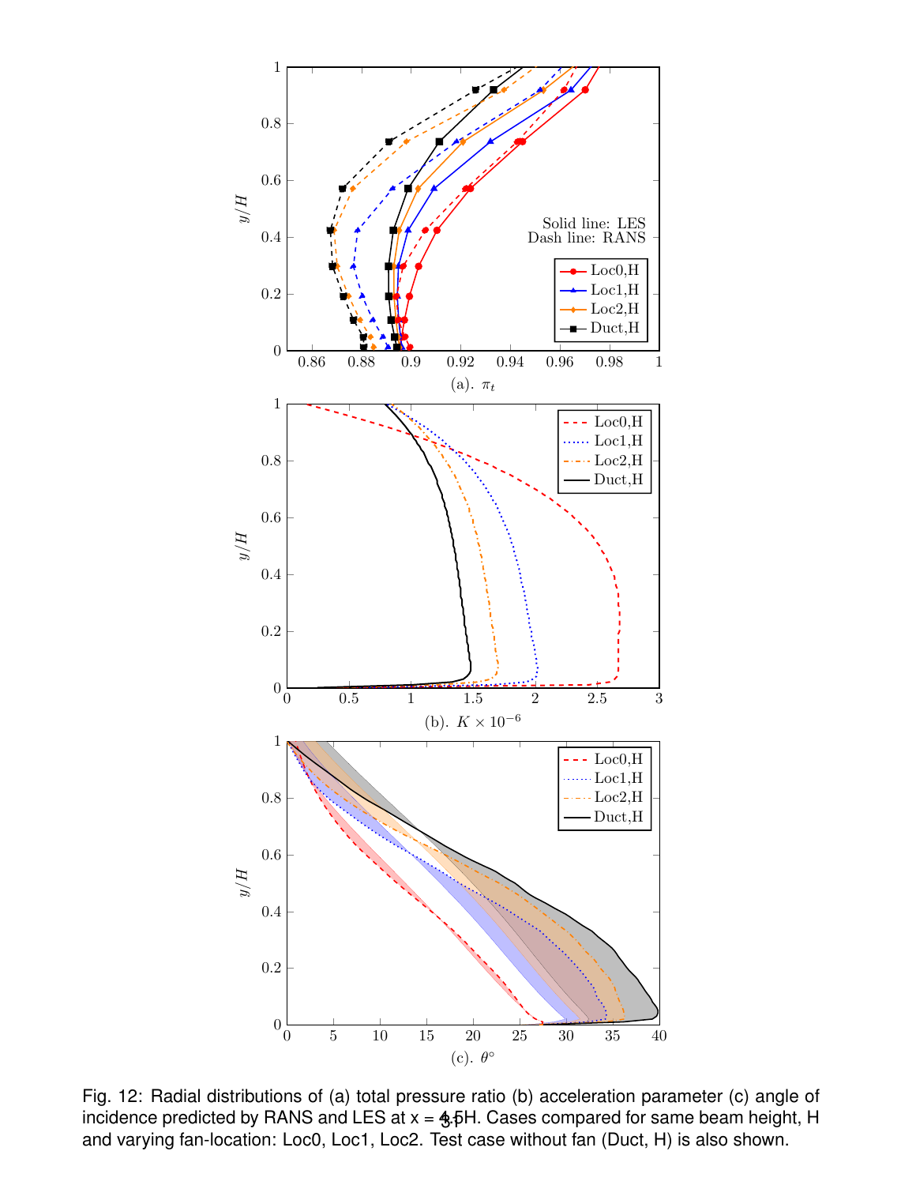Fig. 12: Radial distributions of (a) total pressure ratio (b) acceleration parameter (c) angle of incidence predicted by RANS and LES at x = 4.5H. Cases compared for same beam height, H and varying fan-location: Loc0, Loc1, Loc2. Test case without fan (Duct, H) is also shown.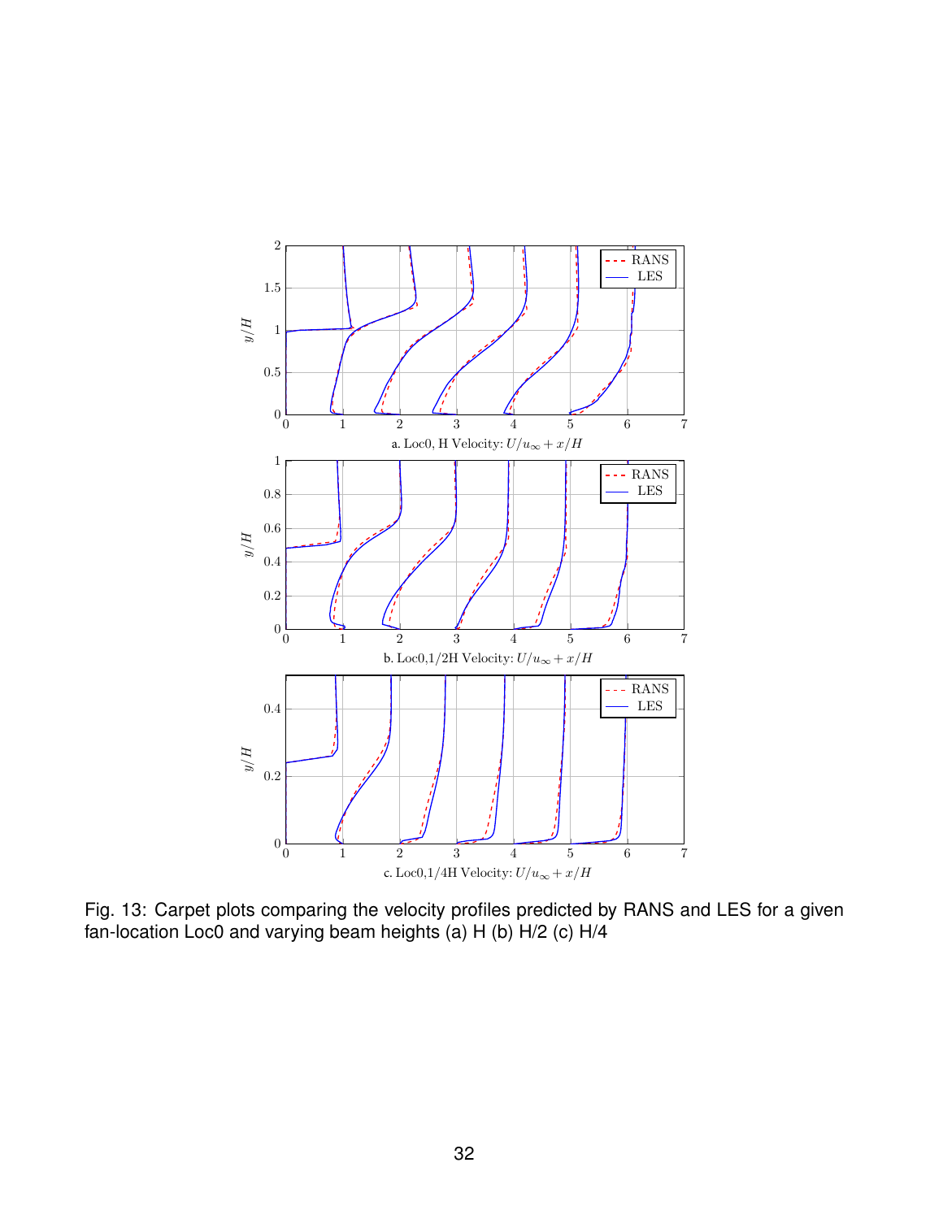Fig. 13: Carpet plots comparing the velocity profiles predicted by RANS and LES for a given fan-location Loc0 and varying beam heights (a) H (b) H/2 (c) H/4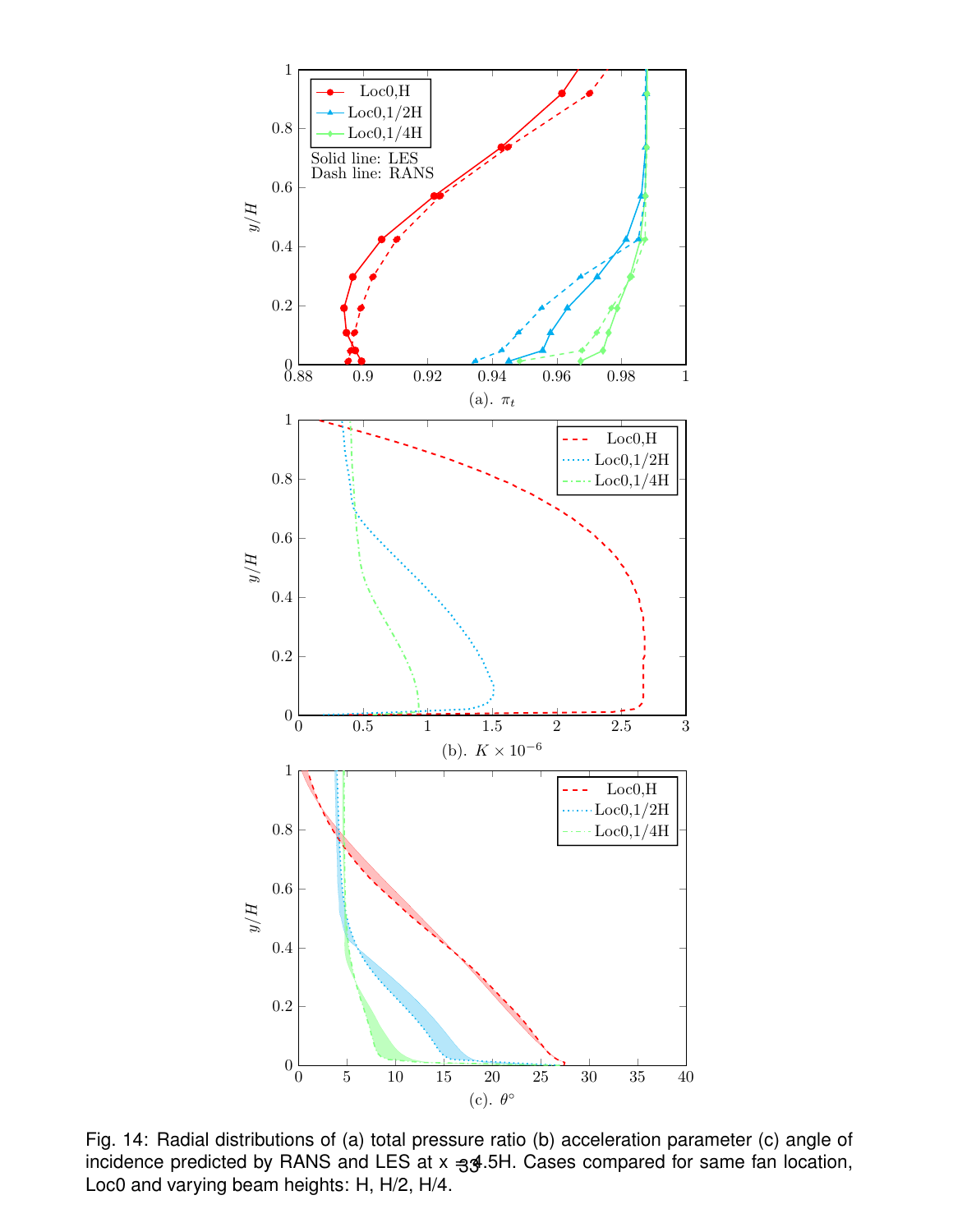Fig. 14: Radial distributions of (a) total pressure ratio (b) acceleration parameter (c) angle of incidence predicted by RANS and LES at x = 4.5H. Cases compared for same fan location, Loc0 and varying beam heights: H, H/2, H/4.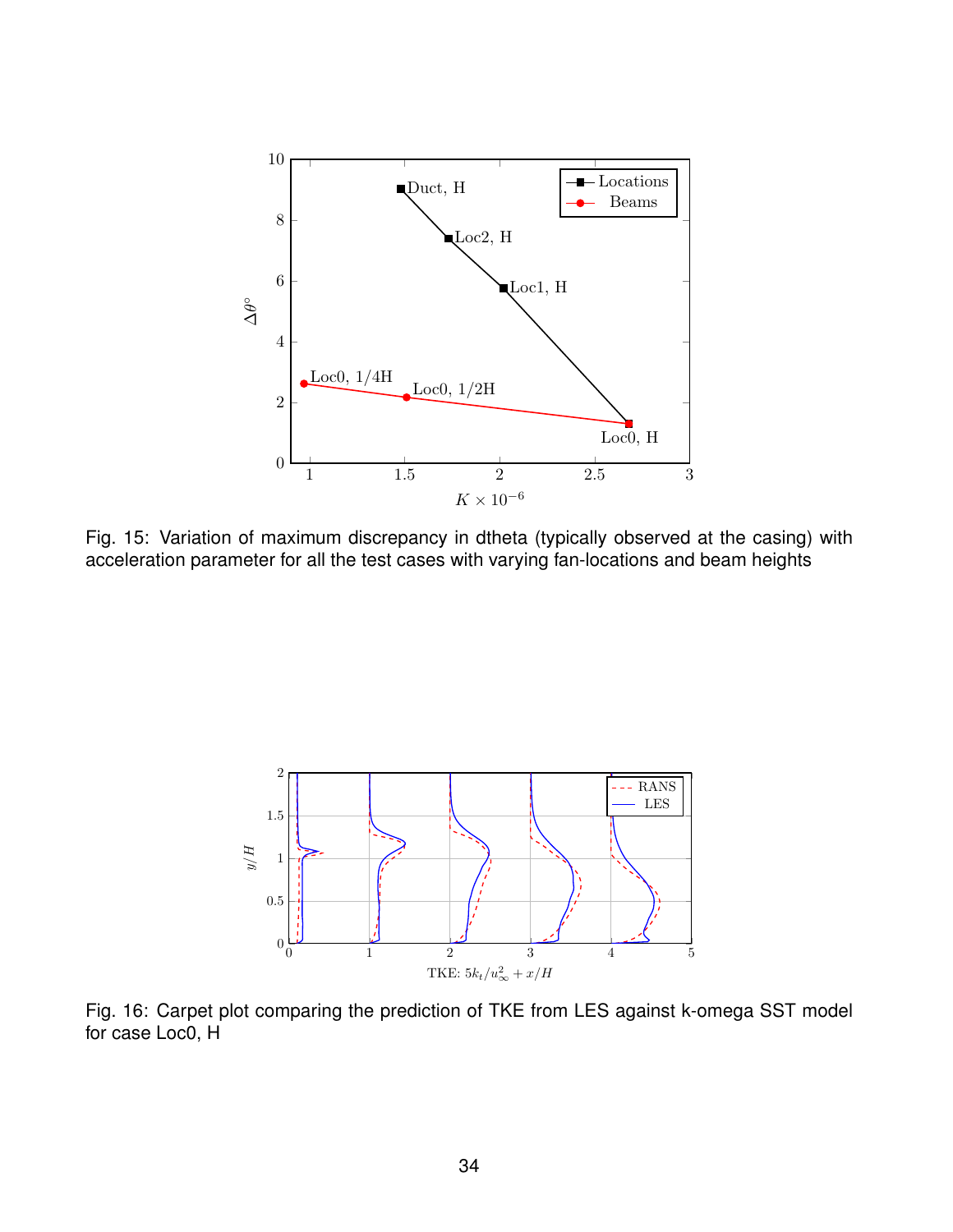Fig. 15: Variation of maximum discrepancy in dtheta (typically observed at the casing) with acceleration parameter for all the test cases with varying fan-locations and beam heights

Fig. 16: Carpet plot comparing the prediction of TKE from LES against k-omega SST model for case Loc0, H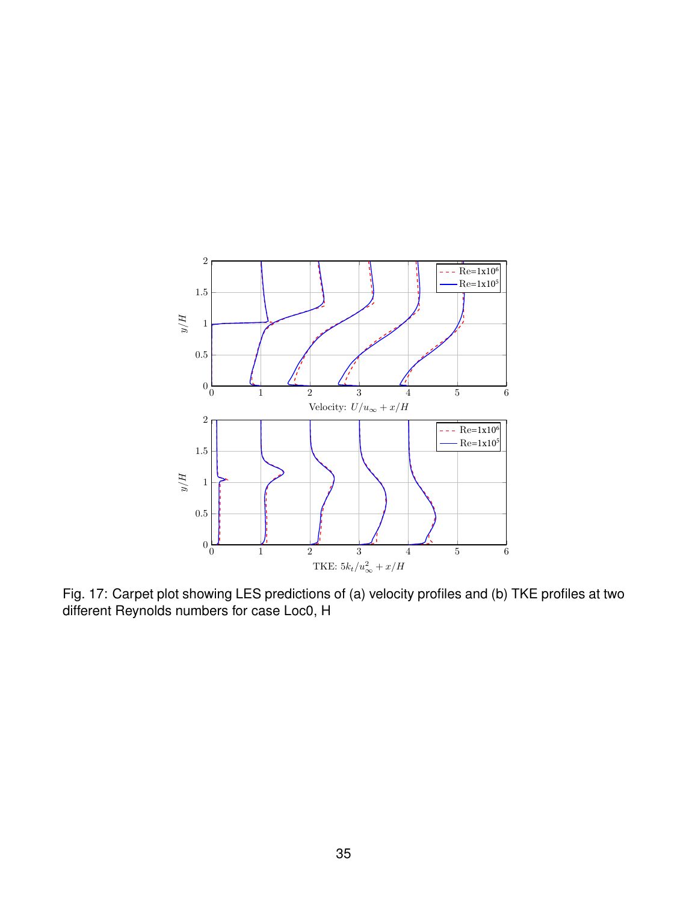2
1.5
1
0.5
0
0 1 2 3 4 5 6

Velocity: $U/u_\infty + x/H$

$y/H$

Re=1x10[6]
Re=1x10[5]

2
1.5
1
0.5
0
0 1 2 3 4 5 6

TKE: $5k_t/u_\infty^2 + x/H$

$y/H$

Re=1x10[6]
Re=1x10[5]

Fig. 17: Carpet plot showing LES predictions of (a) velocity profiles and (b) TKE profiles at two different Reynolds numbers for case Loc0, H